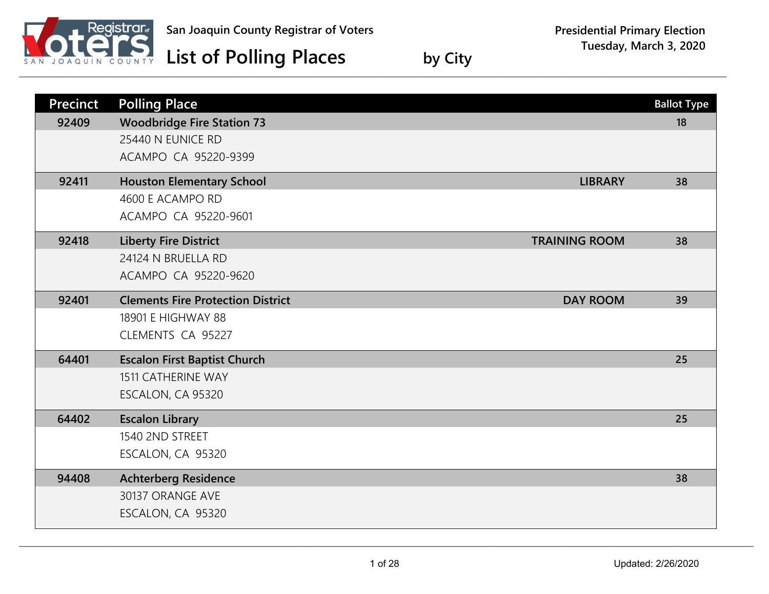San Joaquin County Registrar of Voters

# List of Polling Places by City

Presidential Primary Election
Tuesday, March 3, 2020

| Precinct | Polling Place | | Ballot Type |
|---|---|---|---|
| 92409 | **Woodbridge Fire Station 73**<br>25440 N EUNICE RD<br>ACAMPO CA 95220-9399 | | 18 |
| 92411 | **Houston Elementary School**<br>4600 E ACAMPO RD<br>ACAMPO CA 95220-9601 | LIBRARY | 38 |
| 92418 | **Liberty Fire District**<br>24124 N BRUELLA RD<br>ACAMPO CA 95220-9620 | TRAINING ROOM | 38 |
| 92401 | **Clements Fire Protection District**<br>18901 E HIGHWAY 88<br>CLEMENTS CA 95227 | DAY ROOM | 39 |
| 64401 | **Escalon First Baptist Church**<br>1511 CATHERINE WAY<br>ESCALON, CA 95320 | | 25 |
| 64402 | **Escalon Library**<br>1540 2ND STREET<br>ESCALON, CA 95320 | | 25 |
| 94408 | **Achterberg Residence**<br>30137 ORANGE AVE<br>ESCALON, CA 95320 | | 38 |

Updated: 2/26/2020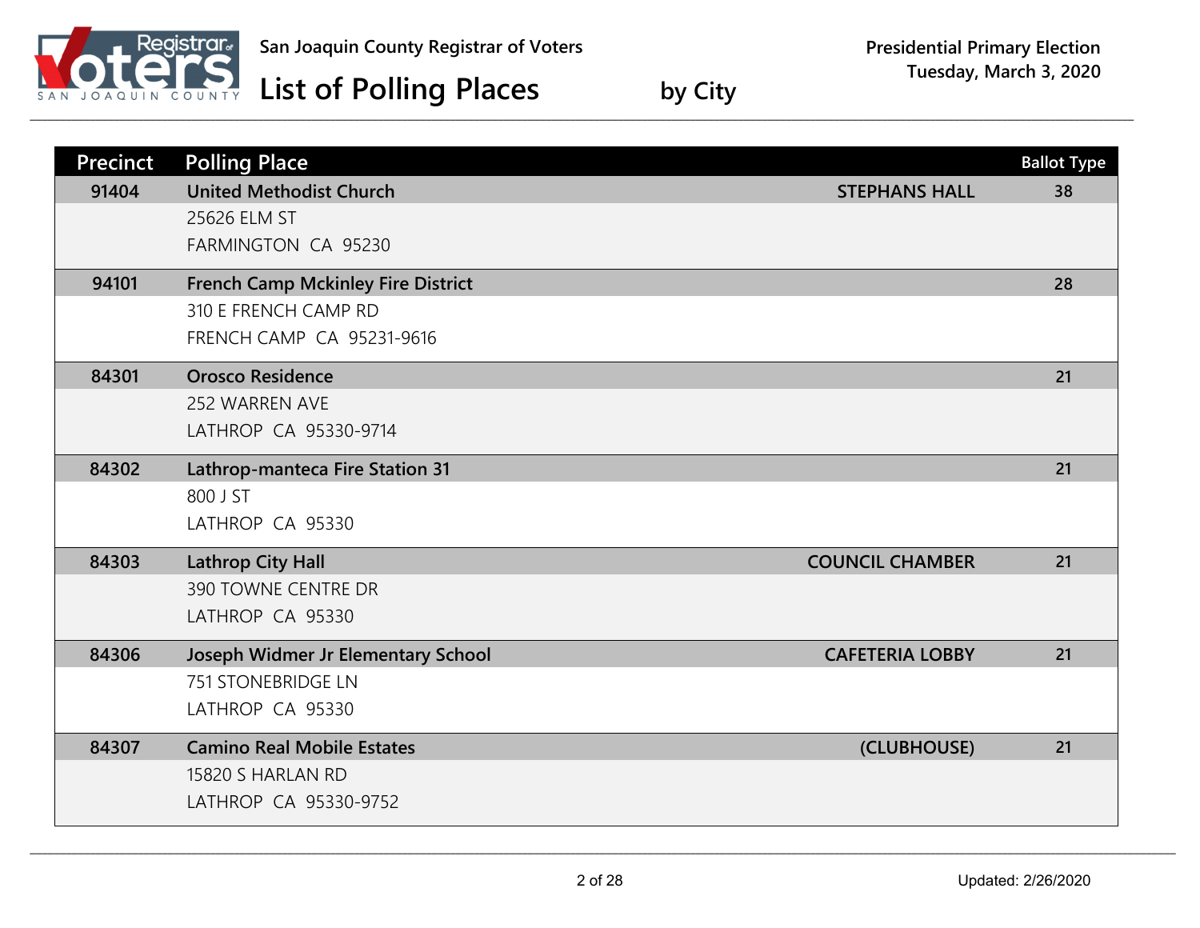# San Joaquin County Registrar of Voters

## List of Polling Places by City

**Presidential Primary Election**
**Tuesday, March 3, 2020**

| Precinct | Polling Place | | Ballot Type |
|---|---|---|---|
| 91404 | **United Methodist Church**<br>25626 ELM ST<br>FARMINGTON CA 95230 | STEPHANS HALL | 38 |
| 94101 | **French Camp Mckinley Fire District**<br>310 E FRENCH CAMP RD<br>FRENCH CAMP CA 95231-9616 | | 28 |
| 84301 | **Orosco Residence**<br>252 WARREN AVE<br>LATHROP CA 95330-9714 | | 21 |
| 84302 | **Lathrop-manteca Fire Station 31**<br>800 J ST<br>LATHROP CA 95330 | | 21 |
| 84303 | **Lathrop City Hall**<br>390 TOWNE CENTRE DR<br>LATHROP CA 95330 | COUNCIL CHAMBER | 21 |
| 84306 | **Joseph Widmer Jr Elementary School**<br>751 STONEBRIDGE LN<br>LATHROP CA 95330 | CAFETERIA LOBBY | 21 |
| 84307 | **Camino Real Mobile Estates**<br>15820 S HARLAN RD<br>LATHROP CA 95330-9752 | (CLUBHOUSE) | 21 |

Updated: 2/26/2020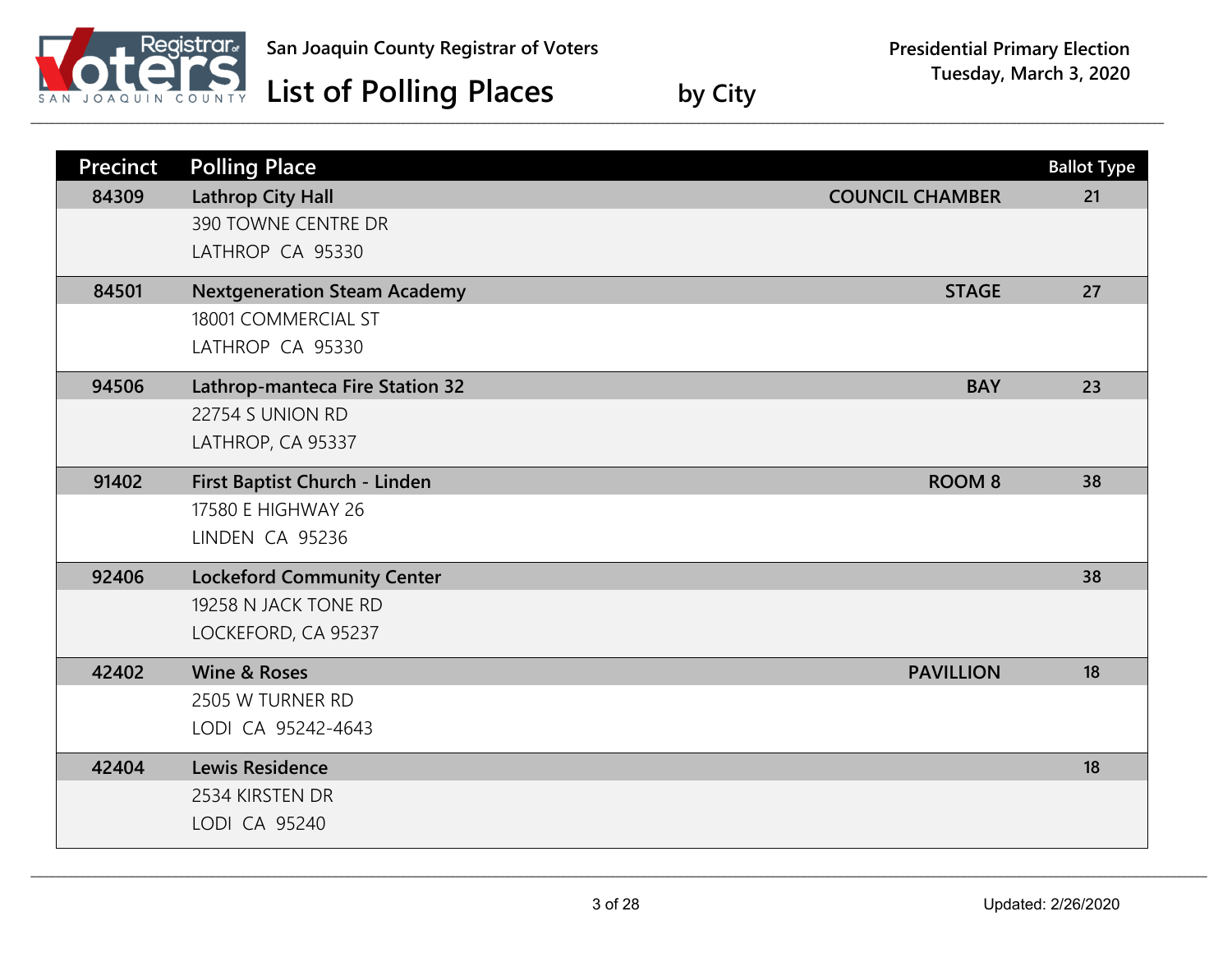San Joaquin County Registrar of Voters

# List of Polling Places by City

Presidential Primary Election
Tuesday, March 3, 2020

| Precinct | Polling Place | | Ballot Type |
|---|---|---|---|
| 84309 | **Lathrop City Hall**<br>390 TOWNE CENTRE DR<br>LATHROP CA 95330 | COUNCIL CHAMBER | 21 |
| 84501 | **Nextgeneration Steam Academy**<br>18001 COMMERCIAL ST<br>LATHROP CA 95330 | STAGE | 27 |
| 94506 | **Lathrop-manteca Fire Station 32**<br>22754 S UNION RD<br>LATHROP, CA 95337 | BAY | 23 |
| 91402 | **First Baptist Church - Linden**<br>17580 E HIGHWAY 26<br>LINDEN CA 95236 | ROOM 8 | 38 |
| 92406 | **Lockeford Community Center**<br>19258 N JACK TONE RD<br>LOCKEFORD, CA 95237 | | 38 |
| 42402 | **Wine & Roses**<br>2505 W TURNER RD<br>LODI CA 95242-4643 | PAVILLION | 18 |
| 42404 | **Lewis Residence**<br>2534 KIRSTEN DR<br>LODI CA 95240 | | 18 |

Updated: 2/26/2020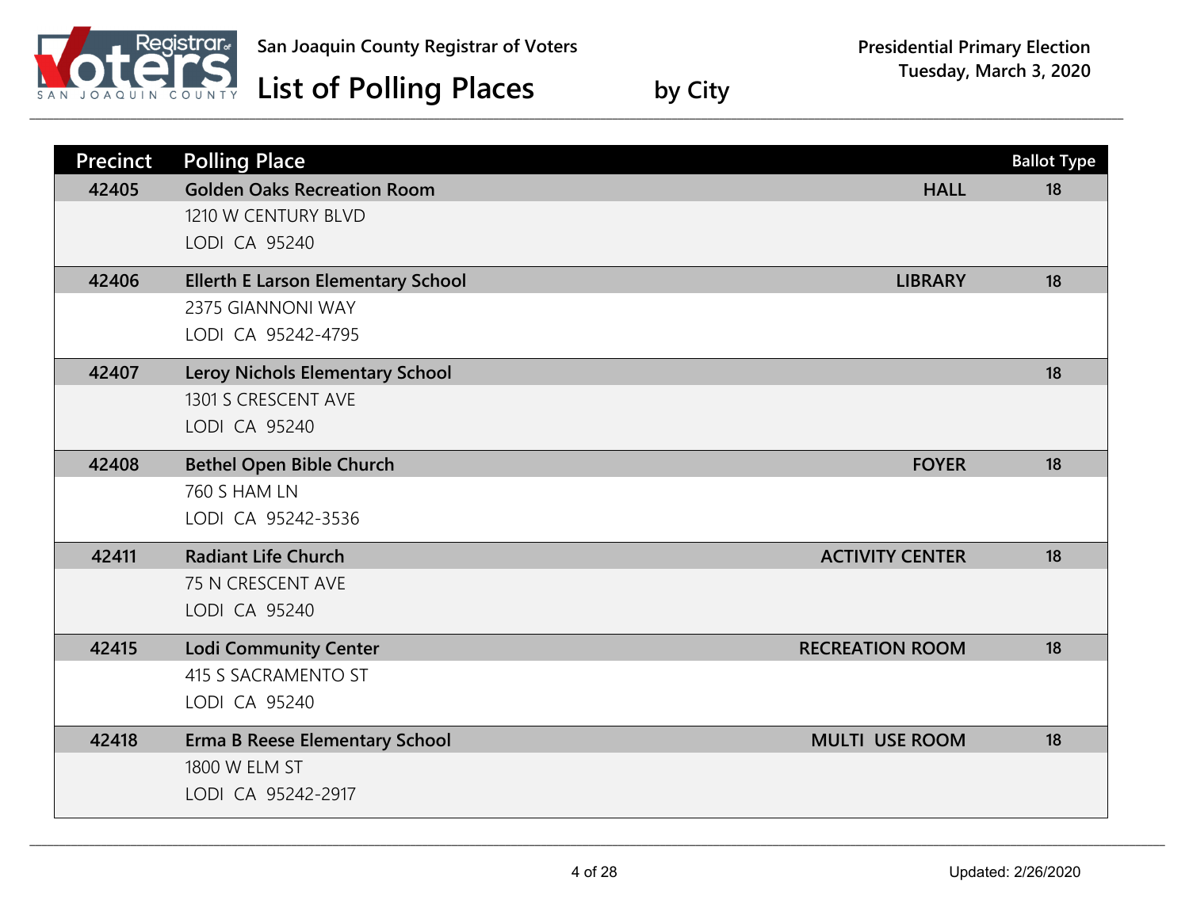San Joaquin County Registrar of Voters

# List of Polling Places by City

Presidential Primary Election
Tuesday, March 3, 2020

| Precinct | Polling Place | | Ballot Type |
|---|---|---|---|
| 42405 | **Golden Oaks Recreation Room**<br>1210 W CENTURY BLVD<br>LODI CA 95240 | HALL | 18 |
| 42406 | **Ellerth E Larson Elementary School**<br>2375 GIANNONI WAY<br>LODI CA 95242-4795 | LIBRARY | 18 |
| 42407 | **Leroy Nichols Elementary School**<br>1301 S CRESCENT AVE<br>LODI CA 95240 | | 18 |
| 42408 | **Bethel Open Bible Church**<br>760 S HAM LN<br>LODI CA 95242-3536 | FOYER | 18 |
| 42411 | **Radiant Life Church**<br>75 N CRESCENT AVE<br>LODI CA 95240 | ACTIVITY CENTER | 18 |
| 42415 | **Lodi Community Center**<br>415 S SACRAMENTO ST<br>LODI CA 95240 | RECREATION ROOM | 18 |
| 42418 | **Erma B Reese Elementary School**<br>1800 W ELM ST<br>LODI CA 95242-2917 | MULTI USE ROOM | 18 |

Updated: 2/26/2020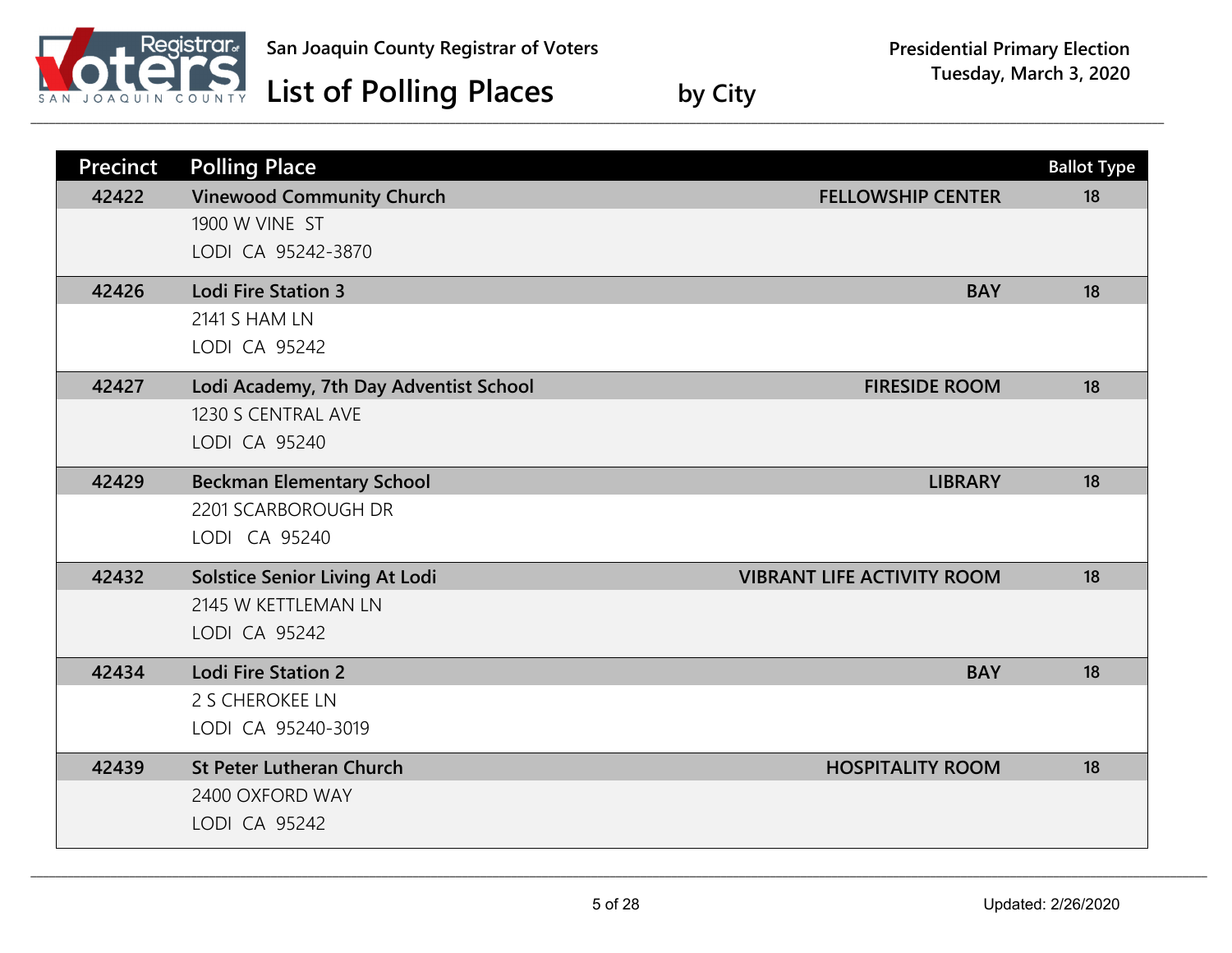San Joaquin County Registrar of Voters

# List of Polling Places by City

Presidential Primary Election
Tuesday, March 3, 2020

| Precinct | Polling Place | | Ballot Type |
|---|---|---|---|
| 42422 | **Vinewood Community Church**<br>1900 W VINE ST<br>LODI CA 95242-3870 | FELLOWSHIP CENTER | 18 |
| 42426 | **Lodi Fire Station 3**<br>2141 S HAM LN<br>LODI CA 95242 | BAY | 18 |
| 42427 | **Lodi Academy, 7th Day Adventist School**<br>1230 S CENTRAL AVE<br>LODI CA 95240 | FIRESIDE ROOM | 18 |
| 42429 | **Beckman Elementary School**<br>2201 SCARBOROUGH DR<br>LODI CA 95240 | LIBRARY | 18 |
| 42432 | **Solstice Senior Living At Lodi**<br>2145 W KETTLEMAN LN<br>LODI CA 95242 | VIBRANT LIFE ACTIVITY ROOM | 18 |
| 42434 | **Lodi Fire Station 2**<br>2 S CHEROKEE LN<br>LODI CA 95240-3019 | BAY | 18 |
| 42439 | **St Peter Lutheran Church**<br>2400 OXFORD WAY<br>LODI CA 95242 | HOSPITALITY ROOM | 18 |

Updated: 2/26/2020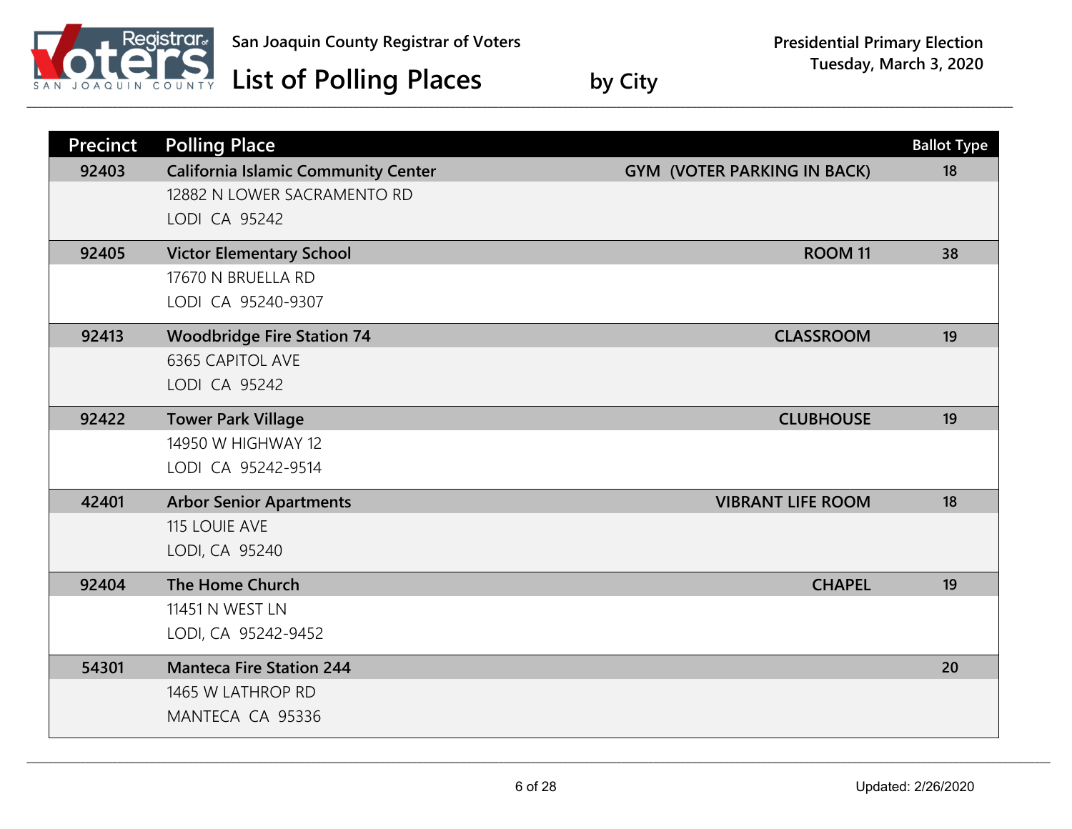San Joaquin County Registrar of Voters

# List of Polling Places by City

Presidential Primary Election
Tuesday, March 3, 2020

| Precinct | Polling Place | | Ballot Type |
|---|---|---|---|
| 92403 | **California Islamic Community Center**<br>12882 N LOWER SACRAMENTO RD<br>LODI CA 95242 | GYM (VOTER PARKING IN BACK) | 18 |
| 92405 | **Victor Elementary School**<br>17670 N BRUELLA RD<br>LODI CA 95240-9307 | ROOM 11 | 38 |
| 92413 | **Woodbridge Fire Station 74**<br>6365 CAPITOL AVE<br>LODI CA 95242 | CLASSROOM | 19 |
| 92422 | **Tower Park Village**<br>14950 W HIGHWAY 12<br>LODI CA 95242-9514 | CLUBHOUSE | 19 |
| 42401 | **Arbor Senior Apartments**<br>115 LOUIE AVE<br>LODI, CA 95240 | VIBRANT LIFE ROOM | 18 |
| 92404 | **The Home Church**<br>11451 N WEST LN<br>LODI, CA 95242-9452 | CHAPEL | 19 |
| 54301 | **Manteca Fire Station 244**<br>1465 W LATHROP RD<br>MANTECA CA 95336 | | 20 |

Updated: 2/26/2020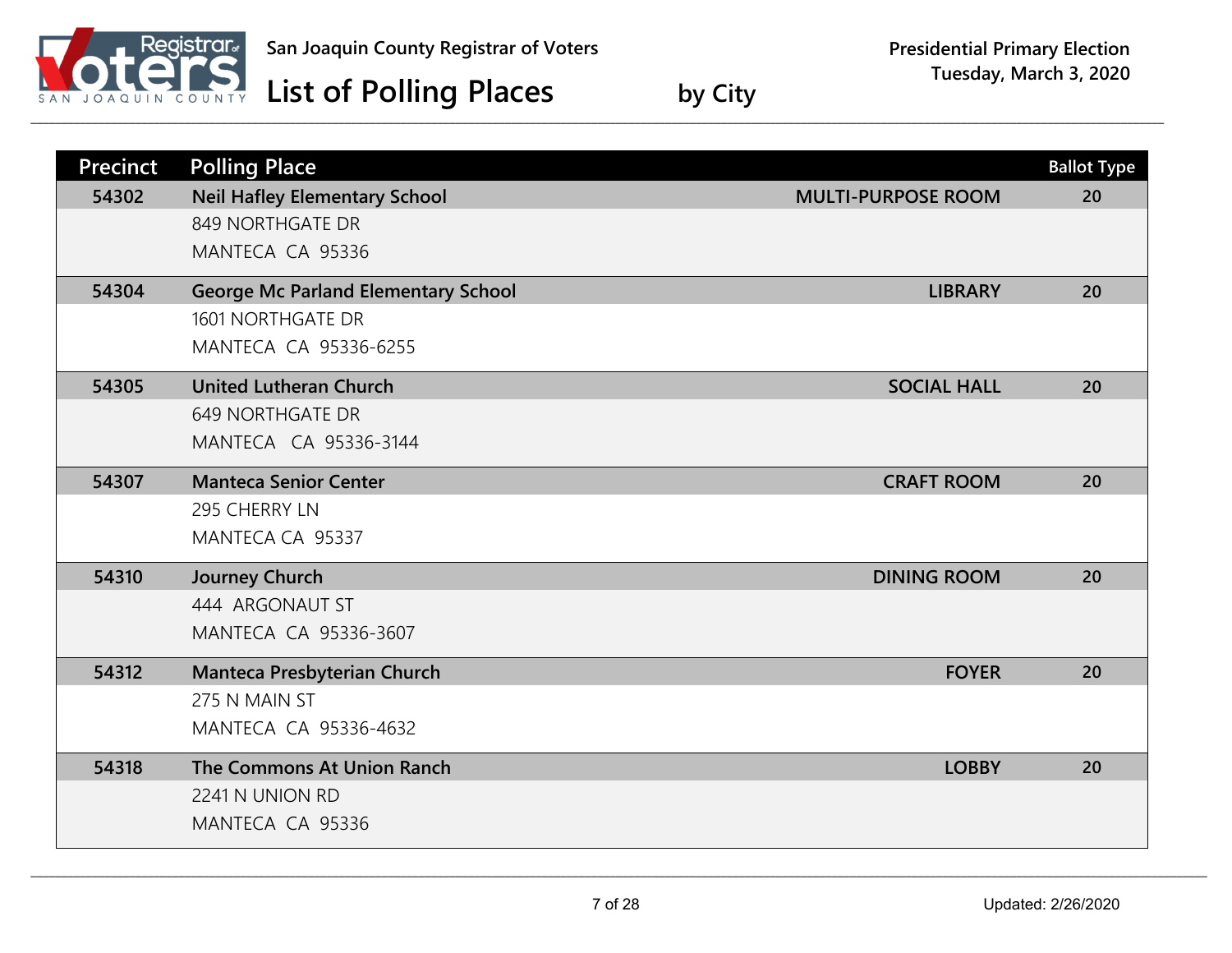San Joaquin County Registrar of Voters

# List of Polling Places by City

Presidential Primary Election
Tuesday, March 3, 2020

| Precinct | Polling Place | | Ballot Type |
|---|---|---|---|
| 54302 | **Neil Hafley Elementary School**<br>849 NORTHGATE DR<br>MANTECA CA 95336 | MULTI-PURPOSE ROOM | 20 |
| 54304 | **George Mc Parland Elementary School**<br>1601 NORTHGATE DR<br>MANTECA CA 95336-6255 | LIBRARY | 20 |
| 54305 | **United Lutheran Church**<br>649 NORTHGATE DR<br>MANTECA CA 95336-3144 | SOCIAL HALL | 20 |
| 54307 | **Manteca Senior Center**<br>295 CHERRY LN<br>MANTECA CA 95337 | CRAFT ROOM | 20 |
| 54310 | **Journey Church**<br>444 ARGONAUT ST<br>MANTECA CA 95336-3607 | DINING ROOM | 20 |
| 54312 | **Manteca Presbyterian Church**<br>275 N MAIN ST<br>MANTECA CA 95336-4632 | FOYER | 20 |
| 54318 | **The Commons At Union Ranch**<br>2241 N UNION RD<br>MANTECA CA 95336 | LOBBY | 20 |

Updated: 2/26/2020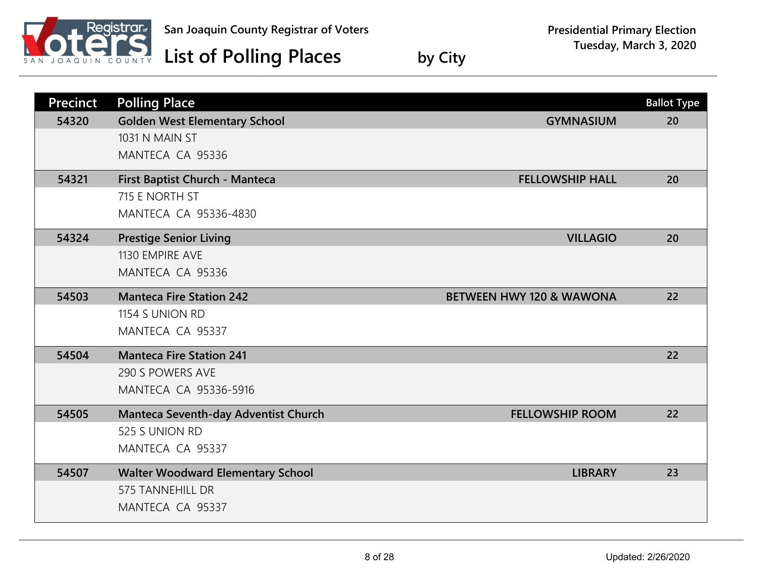San Joaquin County Registrar of Voters

# List of Polling Places by City

**Presidential Primary Election**
**Tuesday, March 3, 2020**

| Precinct | Polling Place | | Ballot Type |
|---|---|---|---|
| 54320 | **Golden West Elementary School**<br>1031 N MAIN ST<br>MANTECA CA 95336 | GYMNASIUM | 20 |
| 54321 | **First Baptist Church - Manteca**<br>715 E NORTH ST<br>MANTECA CA 95336-4830 | FELLOWSHIP HALL | 20 |
| 54324 | **Prestige Senior Living**<br>1130 EMPIRE AVE<br>MANTECA CA 95336 | VILLAGIO | 20 |
| 54503 | **Manteca Fire Station 242**<br>1154 S UNION RD<br>MANTECA CA 95337 | BETWEEN HWY 120 & WAWONA | 22 |
| 54504 | **Manteca Fire Station 241**<br>290 S POWERS AVE<br>MANTECA CA 95336-5916 | | 22 |
| 54505 | **Manteca Seventh-day Adventist Church**<br>525 S UNION RD<br>MANTECA CA 95337 | FELLOWSHIP ROOM | 22 |
| 54507 | **Walter Woodward Elementary School**<br>575 TANNEHILL DR<br>MANTECA CA 95337 | LIBRARY | 23 |

Updated: 2/26/2020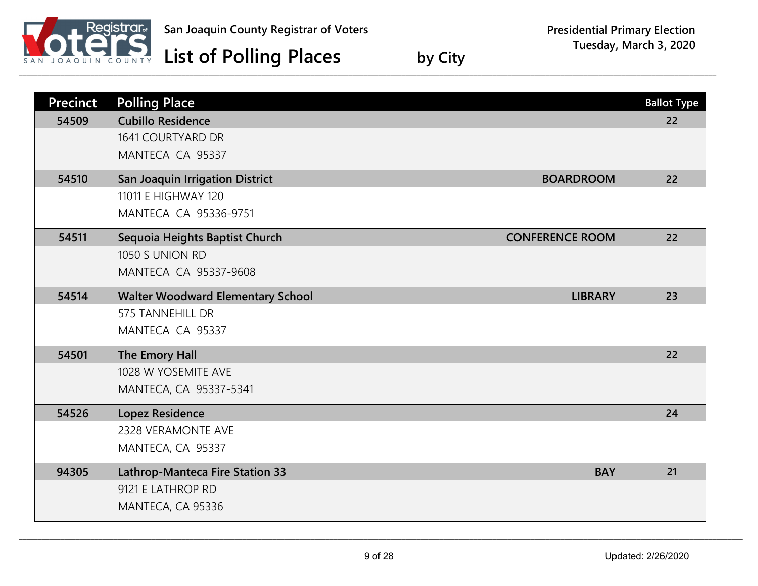San Joaquin County Registrar of Voters

# List of Polling Places by City

Presidential Primary Election
Tuesday, March 3, 2020

| Precinct | Polling Place | | Ballot Type |
|---|---|---|---|
| 54509 | **Cubillo Residence**<br>1641 COURTYARD DR<br>MANTECA CA 95337 | | 22 |
| 54510 | **San Joaquin Irrigation District**<br>11011 E HIGHWAY 120<br>MANTECA CA 95336-9751 | BOARDROOM | 22 |
| 54511 | **Sequoia Heights Baptist Church**<br>1050 S UNION RD<br>MANTECA CA 95337-9608 | CONFERENCE ROOM | 22 |
| 54514 | **Walter Woodward Elementary School**<br>575 TANNEHILL DR<br>MANTECA CA 95337 | LIBRARY | 23 |
| 54501 | **The Emory Hall**<br>1028 W YOSEMITE AVE<br>MANTECA, CA 95337-5341 | | 22 |
| 54526 | **Lopez Residence**<br>2328 VERAMONTE AVE<br>MANTECA, CA 95337 | | 24 |
| 94305 | **Lathrop-Manteca Fire Station 33**<br>9121 E LATHROP RD<br>MANTECA, CA 95336 | BAY | 21 |

Updated: 2/26/2020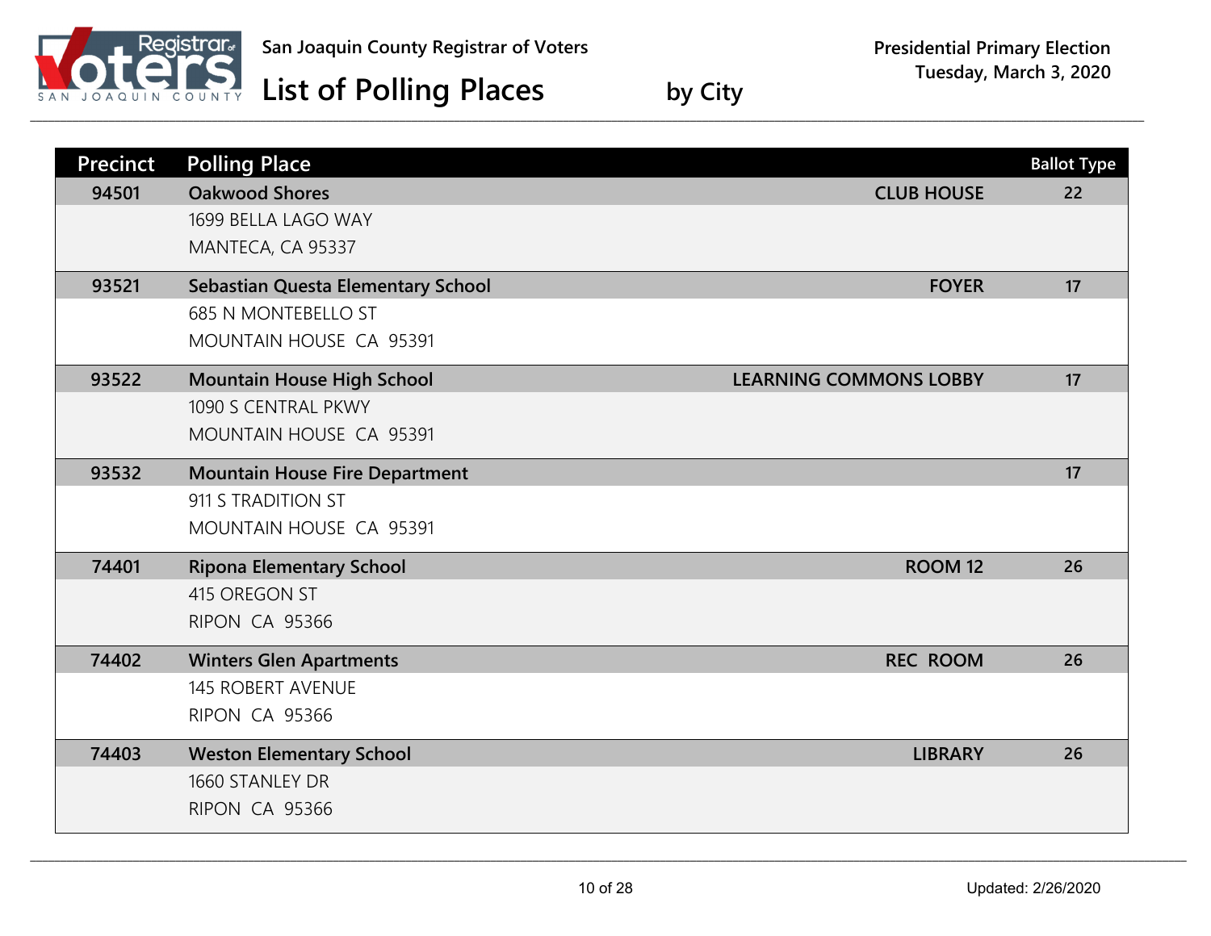San Joaquin County Registrar of Voters

# List of Polling Places by City

Presidential Primary Election
Tuesday, March 3, 2020

| Precinct | Polling Place | | Ballot Type |
|---|---|---|---|
| 94501 | **Oakwood Shores**<br>1699 BELLA LAGO WAY<br>MANTECA, CA 95337 | CLUB HOUSE | 22 |
| 93521 | **Sebastian Questa Elementary School**<br>685 N MONTEBELLO ST<br>MOUNTAIN HOUSE CA 95391 | FOYER | 17 |
| 93522 | **Mountain House High School**<br>1090 S CENTRAL PKWY<br>MOUNTAIN HOUSE CA 95391 | LEARNING COMMONS LOBBY | 17 |
| 93532 | **Mountain House Fire Department**<br>911 S TRADITION ST<br>MOUNTAIN HOUSE CA 95391 | | 17 |
| 74401 | **Ripona Elementary School**<br>415 OREGON ST<br>RIPON CA 95366 | ROOM 12 | 26 |
| 74402 | **Winters Glen Apartments**<br>145 ROBERT AVENUE<br>RIPON CA 95366 | REC ROOM | 26 |
| 74403 | **Weston Elementary School**<br>1660 STANLEY DR<br>RIPON CA 95366 | LIBRARY | 26 |

Updated: 2/26/2020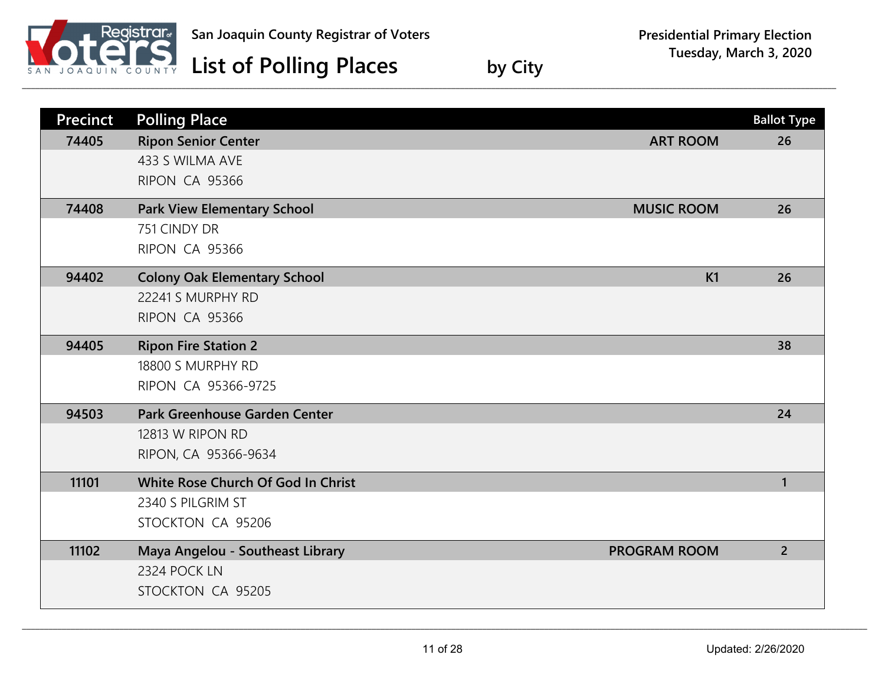San Joaquin County Registrar of Voters

# List of Polling Places by City

Presidential Primary Election
Tuesday, March 3, 2020

| Precinct | Polling Place | Room | Ballot Type |
|---|---|---|---|
| 74405 | **Ripon Senior Center**<br>433 S WILMA AVE<br>RIPON CA 95366 | ART ROOM | 26 |
| 74408 | **Park View Elementary School**<br>751 CINDY DR<br>RIPON CA 95366 | MUSIC ROOM | 26 |
| 94402 | **Colony Oak Elementary School**<br>22241 S MURPHY RD<br>RIPON CA 95366 | K1 | 26 |
| 94405 | **Ripon Fire Station 2**<br>18800 S MURPHY RD<br>RIPON CA 95366-9725 | | 38 |
| 94503 | **Park Greenhouse Garden Center**<br>12813 W RIPON RD<br>RIPON, CA 95366-9634 | | 24 |
| 11101 | **White Rose Church Of God In Christ**<br>2340 S PILGRIM ST<br>STOCKTON CA 95206 | | 1 |
| 11102 | **Maya Angelou - Southeast Library**<br>2324 POCK LN<br>STOCKTON CA 95205 | PROGRAM ROOM | 2 |

Updated: 2/26/2020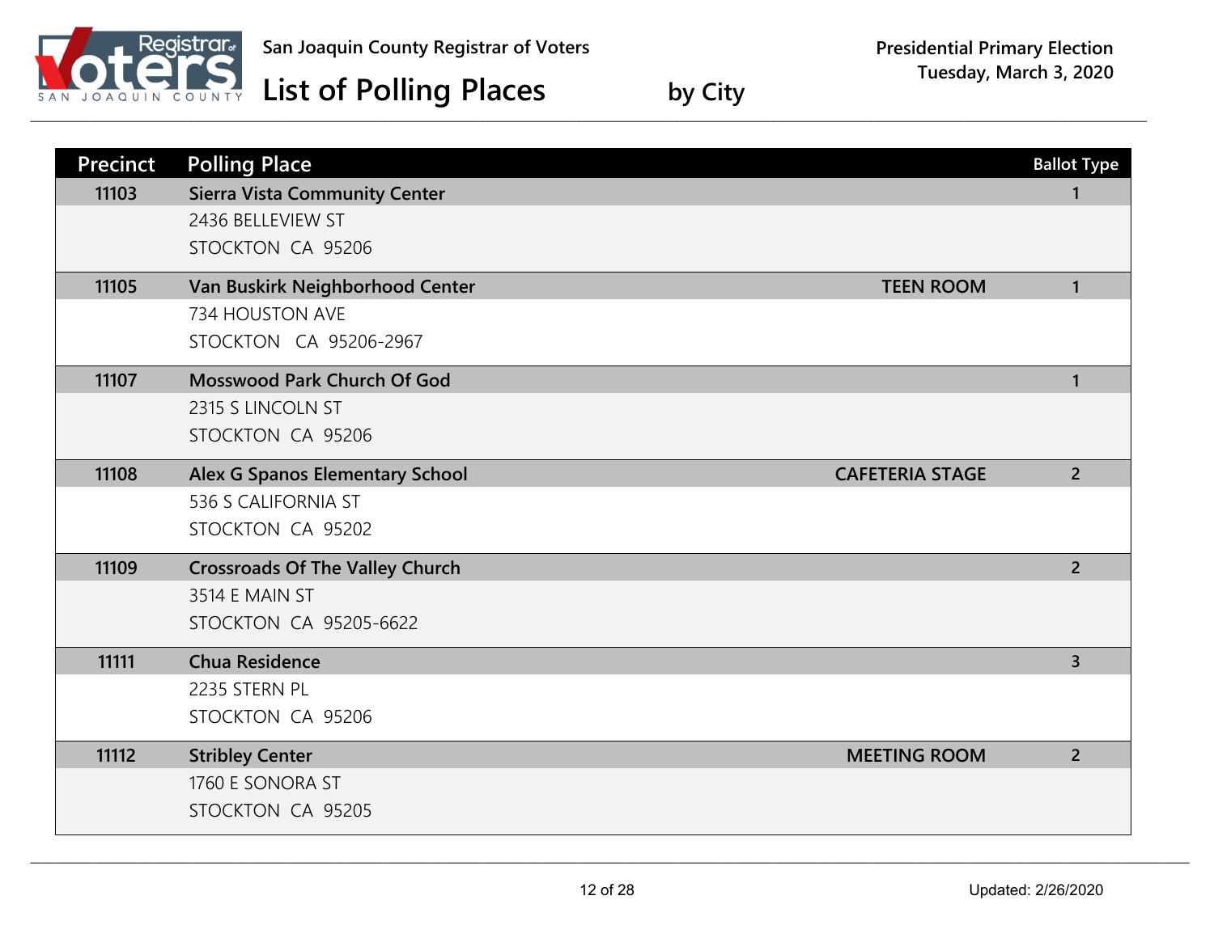San Joaquin County Registrar of Voters

# List of Polling Places by City

Presidential Primary Election
Tuesday, March 3, 2020

| Precinct | Polling Place | | Ballot Type |
|---|---|---|---|
| 11103 | **Sierra Vista Community Center**<br>2436 BELLEVIEW ST<br>STOCKTON CA 95206 | | 1 |
| 11105 | **Van Buskirk Neighborhood Center**<br>734 HOUSTON AVE<br>STOCKTON CA 95206-2967 | TEEN ROOM | 1 |
| 11107 | **Mosswood Park Church Of God**<br>2315 S LINCOLN ST<br>STOCKTON CA 95206 | | 1 |
| 11108 | **Alex G Spanos Elementary School**<br>536 S CALIFORNIA ST<br>STOCKTON CA 95202 | CAFETERIA STAGE | 2 |
| 11109 | **Crossroads Of The Valley Church**<br>3514 E MAIN ST<br>STOCKTON CA 95205-6622 | | 2 |
| 11111 | **Chua Residence**<br>2235 STERN PL<br>STOCKTON CA 95206 | | 3 |
| 11112 | **Stribley Center**<br>1760 E SONORA ST<br>STOCKTON CA 95205 | MEETING ROOM | 2 |

Updated: 2/26/2020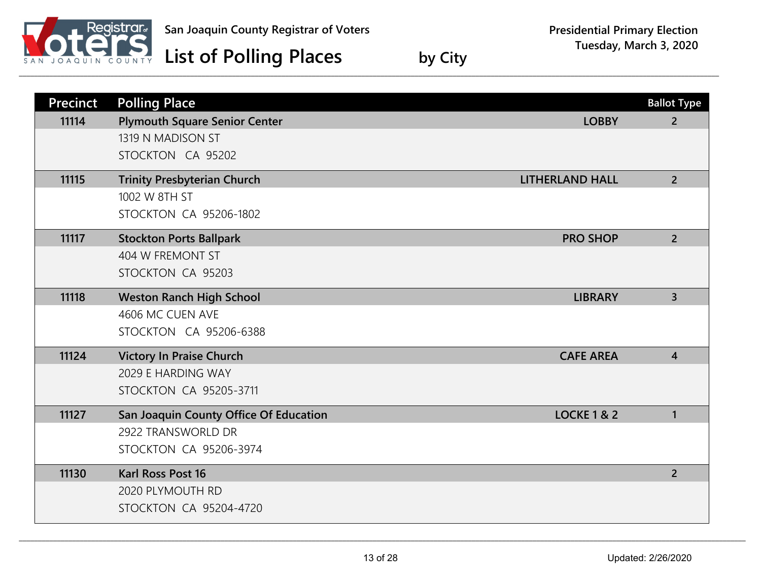San Joaquin County Registrar of Voters

# List of Polling Places by City

Presidential Primary Election
Tuesday, March 3, 2020

| Precinct | Polling Place | | Ballot Type |
|---|---|---|---|
| 11114 | **Plymouth Square Senior Center**<br>1319 N MADISON ST<br>STOCKTON CA 95202 | LOBBY | 2 |
| 11115 | **Trinity Presbyterian Church**<br>1002 W 8TH ST<br>STOCKTON CA 95206-1802 | LITHERLAND HALL | 2 |
| 11117 | **Stockton Ports Ballpark**<br>404 W FREMONT ST<br>STOCKTON CA 95203 | PRO SHOP | 2 |
| 11118 | **Weston Ranch High School**<br>4606 MC CUEN AVE<br>STOCKTON CA 95206-6388 | LIBRARY | 3 |
| 11124 | **Victory In Praise Church**<br>2029 E HARDING WAY<br>STOCKTON CA 95205-3711 | CAFE AREA | 4 |
| 11127 | **San Joaquin County Office Of Education**<br>2922 TRANSWORLD DR<br>STOCKTON CA 95206-3974 | LOCKE 1 & 2 | 1 |
| 11130 | **Karl Ross Post 16**<br>2020 PLYMOUTH RD<br>STOCKTON CA 95204-4720 | | 2 |

Updated: 2/26/2020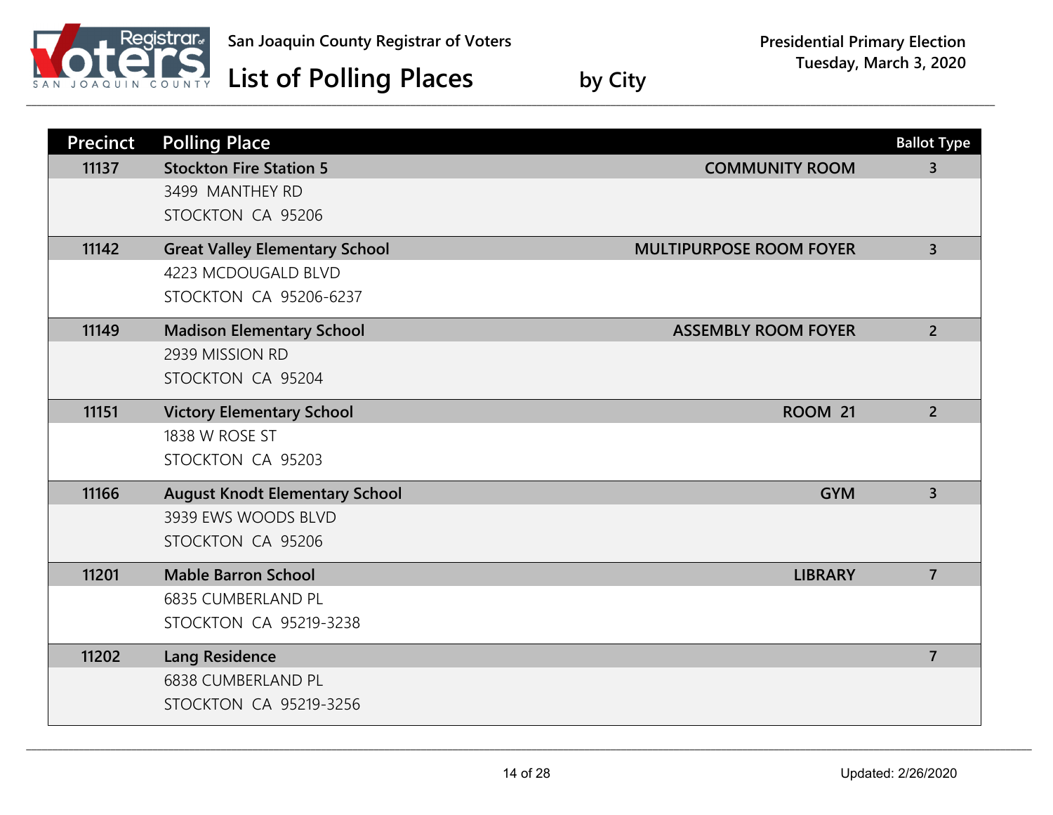San Joaquin County Registrar of Voters

# List of Polling Places by City

Presidential Primary Election
Tuesday, March 3, 2020

| Precinct | Polling Place | | Ballot Type |
|---|---|---|---|
| 11137 | **Stockton Fire Station 5**<br>3499 MANTHEY RD<br>STOCKTON CA 95206 | COMMUNITY ROOM | 3 |
| 11142 | **Great Valley Elementary School**<br>4223 MCDOUGALD BLVD<br>STOCKTON CA 95206-6237 | MULTIPURPOSE ROOM FOYER | 3 |
| 11149 | **Madison Elementary School**<br>2939 MISSION RD<br>STOCKTON CA 95204 | ASSEMBLY ROOM FOYER | 2 |
| 11151 | **Victory Elementary School**<br>1838 W ROSE ST<br>STOCKTON CA 95203 | ROOM 21 | 2 |
| 11166 | **August Knodt Elementary School**<br>3939 EWS WOODS BLVD<br>STOCKTON CA 95206 | GYM | 3 |
| 11201 | **Mable Barron School**<br>6835 CUMBERLAND PL<br>STOCKTON CA 95219-3238 | LIBRARY | 7 |
| 11202 | **Lang Residence**<br>6838 CUMBERLAND PL<br>STOCKTON CA 95219-3256 | | 7 |

Updated: 2/26/2020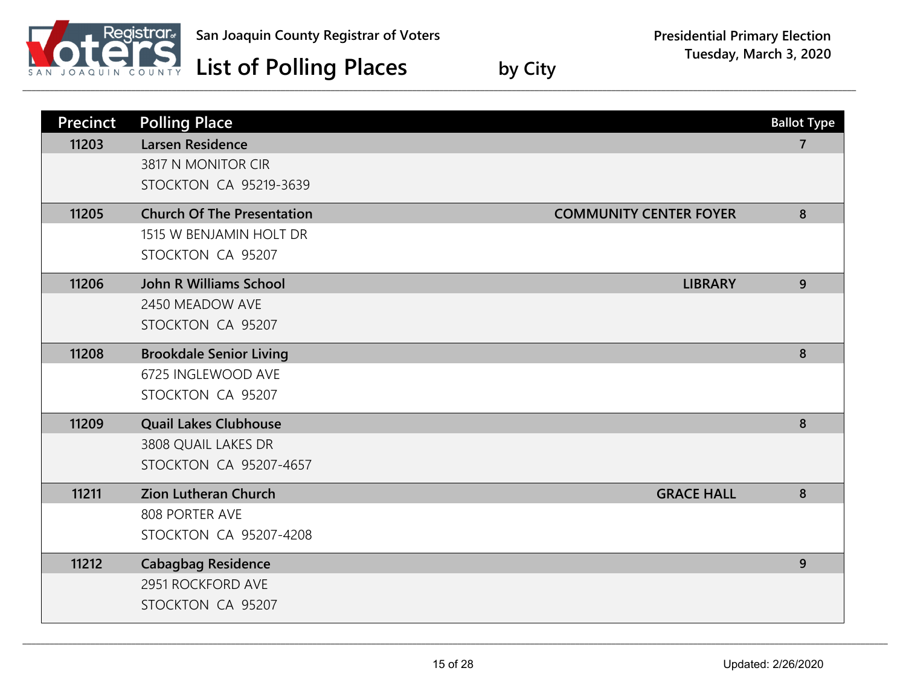# San Joaquin County Registrar of Voters

## List of Polling Places by City

**Presidential Primary Election**
**Tuesday, March 3, 2020**

| Precinct | Polling Place | | Ballot Type |
|---|---|---|---|
| 11203 | **Larsen Residence**<br>3817 N MONITOR CIR<br>STOCKTON CA 95219-3639 | | 7 |
| 11205 | **Church Of The Presentation**<br>1515 W BENJAMIN HOLT DR<br>STOCKTON CA 95207 | **COMMUNITY CENTER FOYER** | 8 |
| 11206 | **John R Williams School**<br>2450 MEADOW AVE<br>STOCKTON CA 95207 | **LIBRARY** | 9 |
| 11208 | **Brookdale Senior Living**<br>6725 INGLEWOOD AVE<br>STOCKTON CA 95207 | | 8 |
| 11209 | **Quail Lakes Clubhouse**<br>3808 QUAIL LAKES DR<br>STOCKTON CA 95207-4657 | | 8 |
| 11211 | **Zion Lutheran Church**<br>808 PORTER AVE<br>STOCKTON CA 95207-4208 | **GRACE HALL** | 8 |
| 11212 | **Cabagbag Residence**<br>2951 ROCKFORD AVE<br>STOCKTON CA 95207 | | 9 |

Updated: 2/26/2020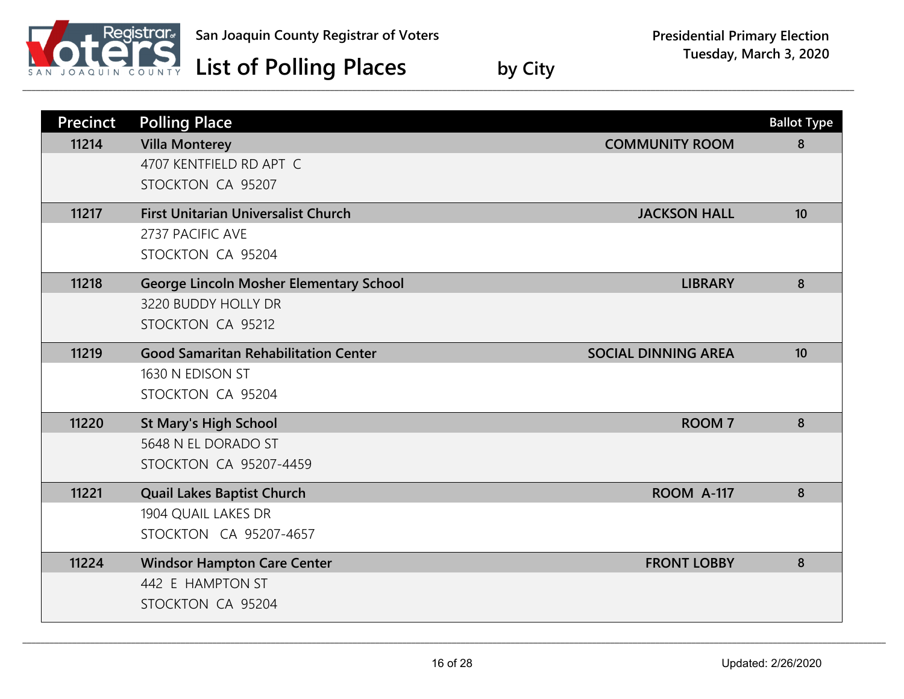San Joaquin County Registrar of Voters

# List of Polling Places by City

**Presidential Primary Election**
**Tuesday, March 3, 2020**

| Precinct | Polling Place | Location | Ballot Type |
|---|---|---|---|
| 11214 | **Villa Monterey**<br>4707 KENTFIELD RD APT C<br>STOCKTON CA 95207 | COMMUNITY ROOM | 8 |
| 11217 | **First Unitarian Universalist Church**<br>2737 PACIFIC AVE<br>STOCKTON CA 95204 | JACKSON HALL | 10 |
| 11218 | **George Lincoln Mosher Elementary School**<br>3220 BUDDY HOLLY DR<br>STOCKTON CA 95212 | LIBRARY | 8 |
| 11219 | **Good Samaritan Rehabilitation Center**<br>1630 N EDISON ST<br>STOCKTON CA 95204 | SOCIAL DINNING AREA | 10 |
| 11220 | **St Mary's High School**<br>5648 N EL DORADO ST<br>STOCKTON CA 95207-4459 | ROOM 7 | 8 |
| 11221 | **Quail Lakes Baptist Church**<br>1904 QUAIL LAKES DR<br>STOCKTON CA 95207-4657 | ROOM A-117 | 8 |
| 11224 | **Windsor Hampton Care Center**<br>442 E HAMPTON ST<br>STOCKTON CA 95204 | FRONT LOBBY | 8 |

Updated: 2/26/2020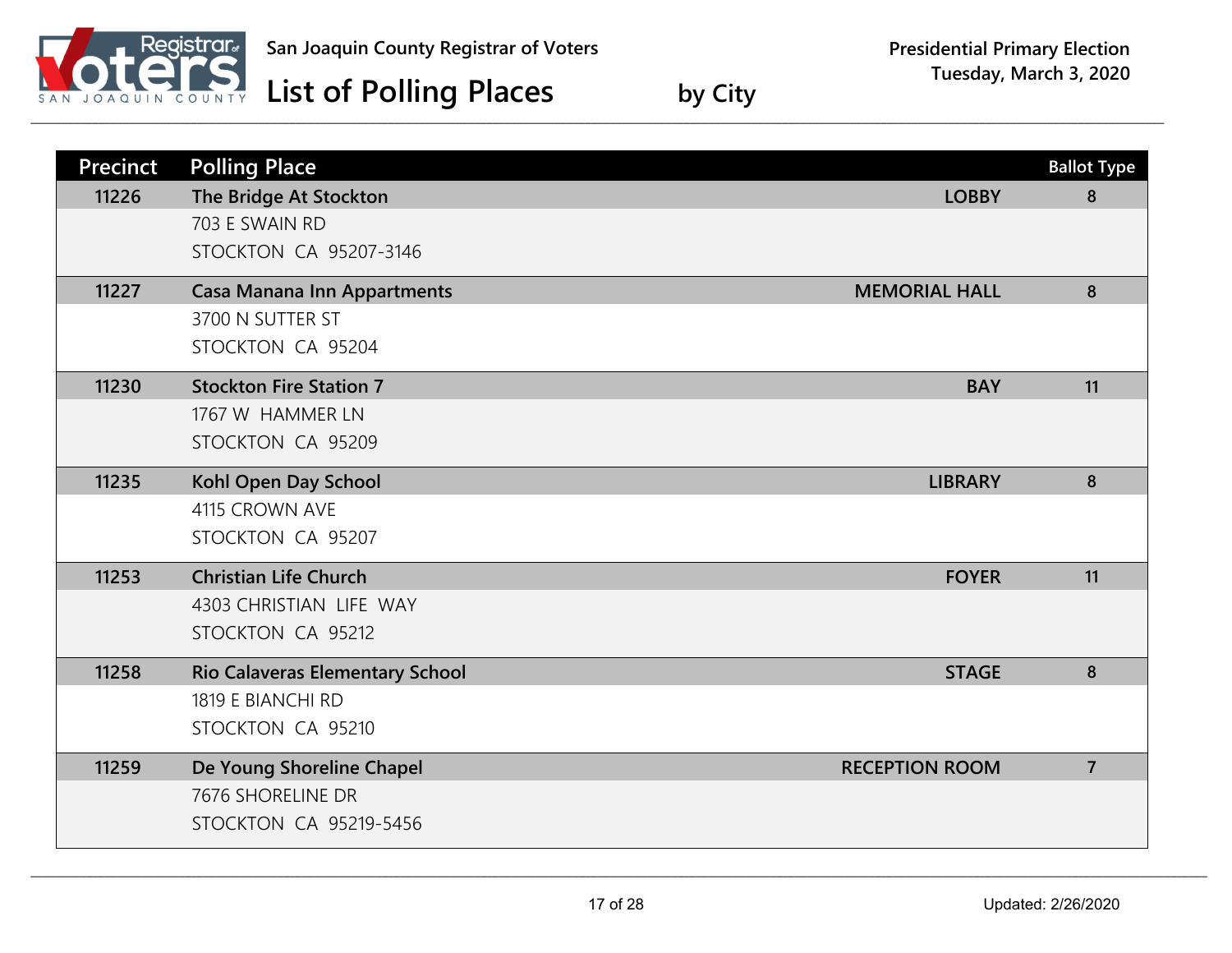# San Joaquin County Registrar of Voters

## List of Polling Places by City

**Presidential Primary Election**
**Tuesday, March 3, 2020**

| Precinct | Polling Place | Location | Ballot Type |
|---|---|---|---|
| 11226 | **The Bridge At Stockton**<br>703 E SWAIN RD<br>STOCKTON CA 95207-3146 | LOBBY | 8 |
| 11227 | **Casa Manana Inn Appartments**<br>3700 N SUTTER ST<br>STOCKTON CA 95204 | MEMORIAL HALL | 8 |
| 11230 | **Stockton Fire Station 7**<br>1767 W HAMMER LN<br>STOCKTON CA 95209 | BAY | 11 |
| 11235 | **Kohl Open Day School**<br>4115 CROWN AVE<br>STOCKTON CA 95207 | LIBRARY | 8 |
| 11253 | **Christian Life Church**<br>4303 CHRISTIAN LIFE WAY<br>STOCKTON CA 95212 | FOYER | 11 |
| 11258 | **Rio Calaveras Elementary School**<br>1819 E BIANCHI RD<br>STOCKTON CA 95210 | STAGE | 8 |
| 11259 | **De Young Shoreline Chapel**<br>7676 SHORELINE DR<br>STOCKTON CA 95219-5456 | RECEPTION ROOM | 7 |

Updated: 2/26/2020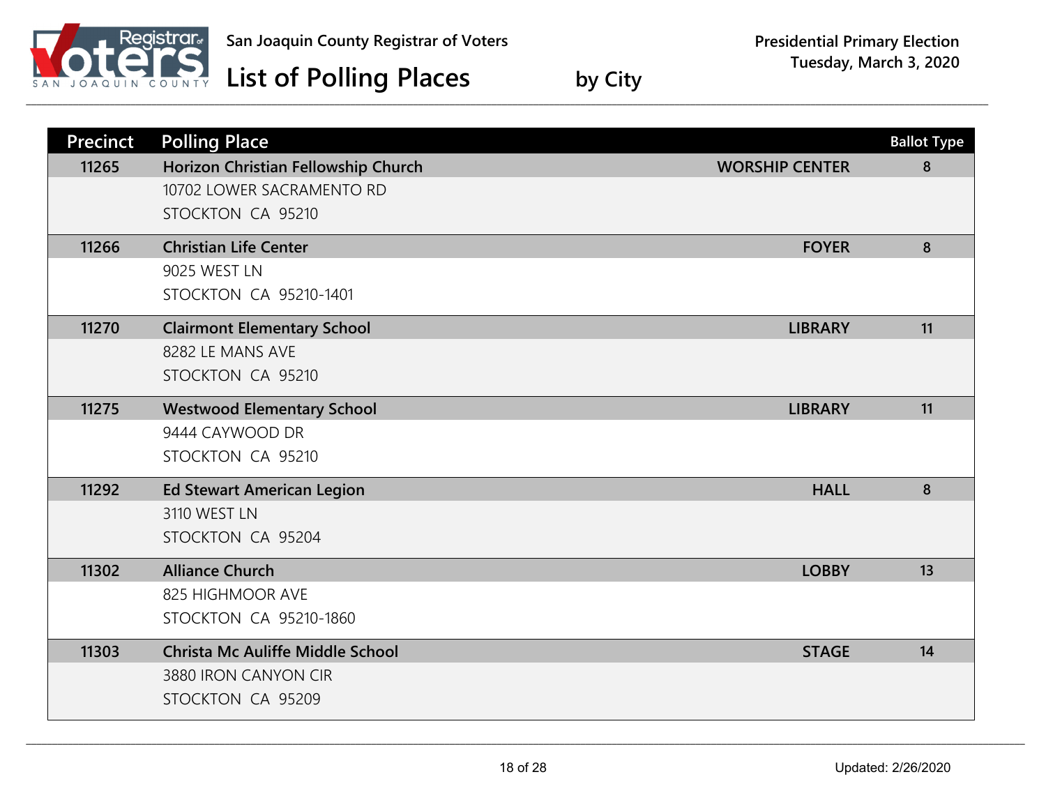San Joaquin County Registrar of Voters

# List of Polling Places by City

Presidential Primary Election
Tuesday, March 3, 2020

| Precinct | Polling Place | | Ballot Type |
| --- | --- | --- | --- |
| 11265 | **Horizon Christian Fellowship Church**<br>10702 LOWER SACRAMENTO RD<br>STOCKTON CA 95210 | WORSHIP CENTER | 8 |
| 11266 | **Christian Life Center**<br>9025 WEST LN<br>STOCKTON CA 95210-1401 | FOYER | 8 |
| 11270 | **Clairmont Elementary School**<br>8282 LE MANS AVE<br>STOCKTON CA 95210 | LIBRARY | 11 |
| 11275 | **Westwood Elementary School**<br>9444 CAYWOOD DR<br>STOCKTON CA 95210 | LIBRARY | 11 |
| 11292 | **Ed Stewart American Legion**<br>3110 WEST LN<br>STOCKTON CA 95204 | HALL | 8 |
| 11302 | **Alliance Church**<br>825 HIGHMOOR AVE<br>STOCKTON CA 95210-1860 | LOBBY | 13 |
| 11303 | **Christa Mc Auliffe Middle School**<br>3880 IRON CANYON CIR<br>STOCKTON CA 95209 | STAGE | 14 |

Updated: 2/26/2020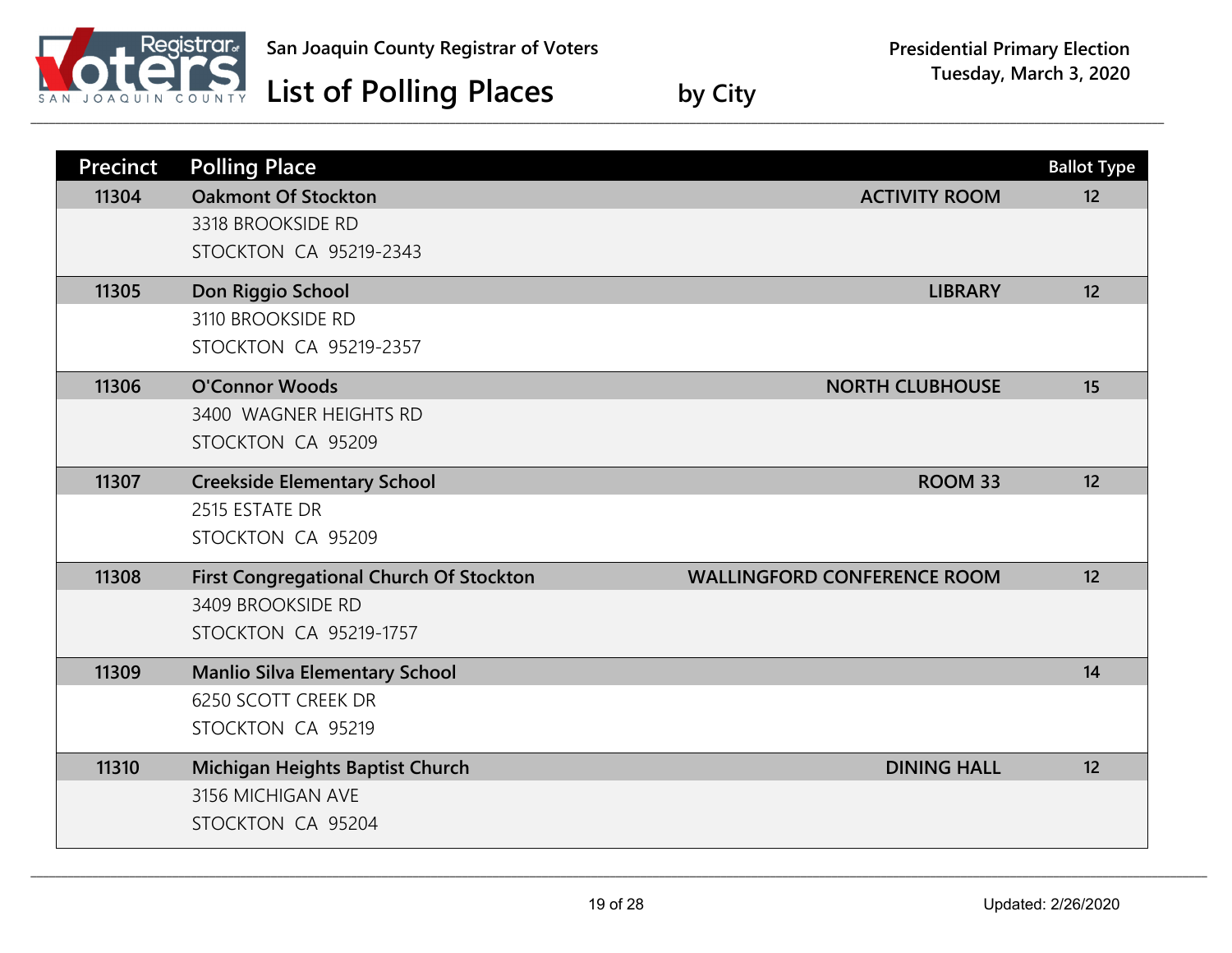San Joaquin County Registrar of Voters

# List of Polling Places by City

Presidential Primary Election
Tuesday, March 3, 2020

| Precinct | Polling Place | Room | Ballot Type |
|---|---|---|---|
| 11304 | **Oakmont Of Stockton**<br>3318 BROOKSIDE RD<br>STOCKTON CA 95219-2343 | ACTIVITY ROOM | 12 |
| 11305 | **Don Riggio School**<br>3110 BROOKSIDE RD<br>STOCKTON CA 95219-2357 | LIBRARY | 12 |
| 11306 | **O'Connor Woods**<br>3400 WAGNER HEIGHTS RD<br>STOCKTON CA 95209 | NORTH CLUBHOUSE | 15 |
| 11307 | **Creekside Elementary School**<br>2515 ESTATE DR<br>STOCKTON CA 95209 | ROOM 33 | 12 |
| 11308 | **First Congregational Church Of Stockton**<br>3409 BROOKSIDE RD<br>STOCKTON CA 95219-1757 | WALLINGFORD CONFERENCE ROOM | 12 |
| 11309 | **Manlio Silva Elementary School**<br>6250 SCOTT CREEK DR<br>STOCKTON CA 95219 | | 14 |
| 11310 | **Michigan Heights Baptist Church**<br>3156 MICHIGAN AVE<br>STOCKTON CA 95204 | DINING HALL | 12 |

Updated: 2/26/2020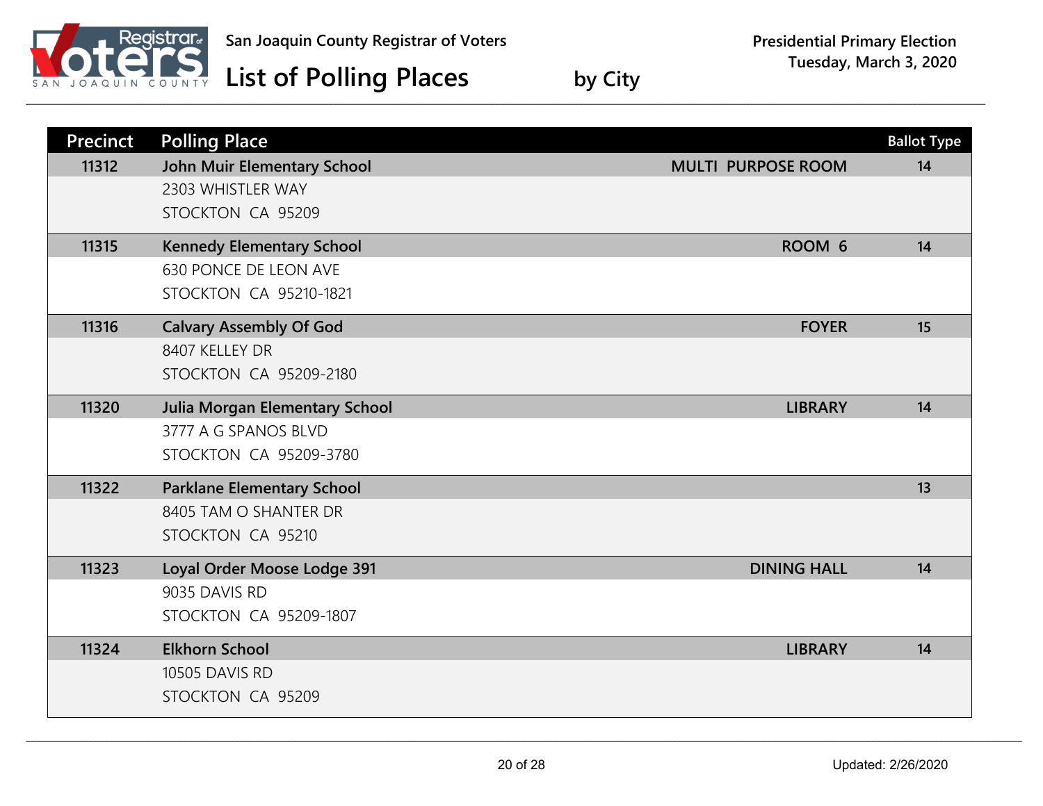San Joaquin County Registrar of Voters

# List of Polling Places by City

**Presidential Primary Election**
**Tuesday, March 3, 2020**

| Precinct | Polling Place | Location | Ballot Type |
|---|---|---|---|
| 11312 | **John Muir Elementary School**<br>2303 WHISTLER WAY<br>STOCKTON CA 95209 | MULTI PURPOSE ROOM | 14 |
| 11315 | **Kennedy Elementary School**<br>630 PONCE DE LEON AVE<br>STOCKTON CA 95210-1821 | ROOM 6 | 14 |
| 11316 | **Calvary Assembly Of God**<br>8407 KELLEY DR<br>STOCKTON CA 95209-2180 | FOYER | 15 |
| 11320 | **Julia Morgan Elementary School**<br>3777 A G SPANOS BLVD<br>STOCKTON CA 95209-3780 | LIBRARY | 14 |
| 11322 | **Parklane Elementary School**<br>8405 TAM O SHANTER DR<br>STOCKTON CA 95210 | | 13 |
| 11323 | **Loyal Order Moose Lodge 391**<br>9035 DAVIS RD<br>STOCKTON CA 95209-1807 | DINING HALL | 14 |
| 11324 | **Elkhorn School**<br>10505 DAVIS RD<br>STOCKTON CA 95209 | LIBRARY | 14 |

Updated: 2/26/2020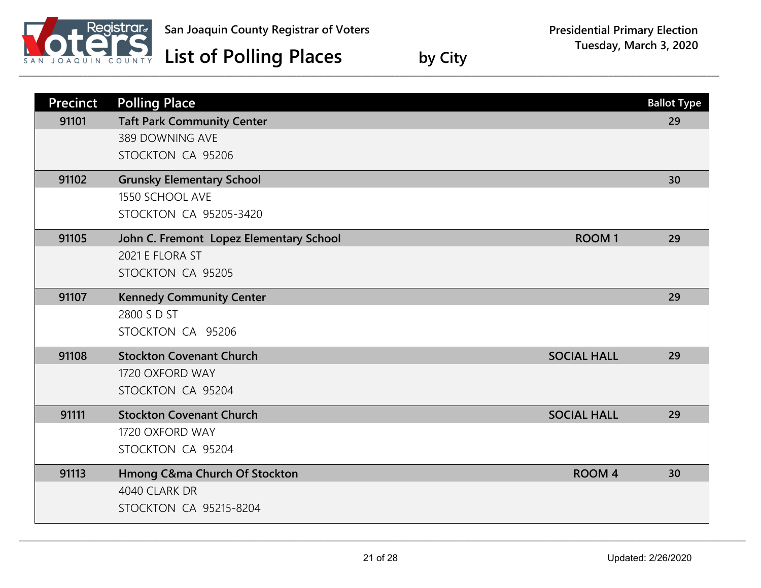San Joaquin County Registrar of Voters

# List of Polling Places by City

Presidential Primary Election
Tuesday, March 3, 2020

| Precinct | Polling Place | | Ballot Type |
|---|---|---|---|
| 91101 | **Taft Park Community Center**<br>389 DOWNING AVE<br>STOCKTON CA 95206 | | 29 |
| 91102 | **Grunsky Elementary School**<br>1550 SCHOOL AVE<br>STOCKTON CA 95205-3420 | | 30 |
| 91105 | **John C. Fremont Lopez Elementary School**<br>2021 E FLORA ST<br>STOCKTON CA 95205 | ROOM 1 | 29 |
| 91107 | **Kennedy Community Center**<br>2800 S D ST<br>STOCKTON CA 95206 | | 29 |
| 91108 | **Stockton Covenant Church**<br>1720 OXFORD WAY<br>STOCKTON CA 95204 | SOCIAL HALL | 29 |
| 91111 | **Stockton Covenant Church**<br>1720 OXFORD WAY<br>STOCKTON CA 95204 | SOCIAL HALL | 29 |
| 91113 | **Hmong C&ma Church Of Stockton**<br>4040 CLARK DR<br>STOCKTON CA 95215-8204 | ROOM 4 | 30 |

Updated: 2/26/2020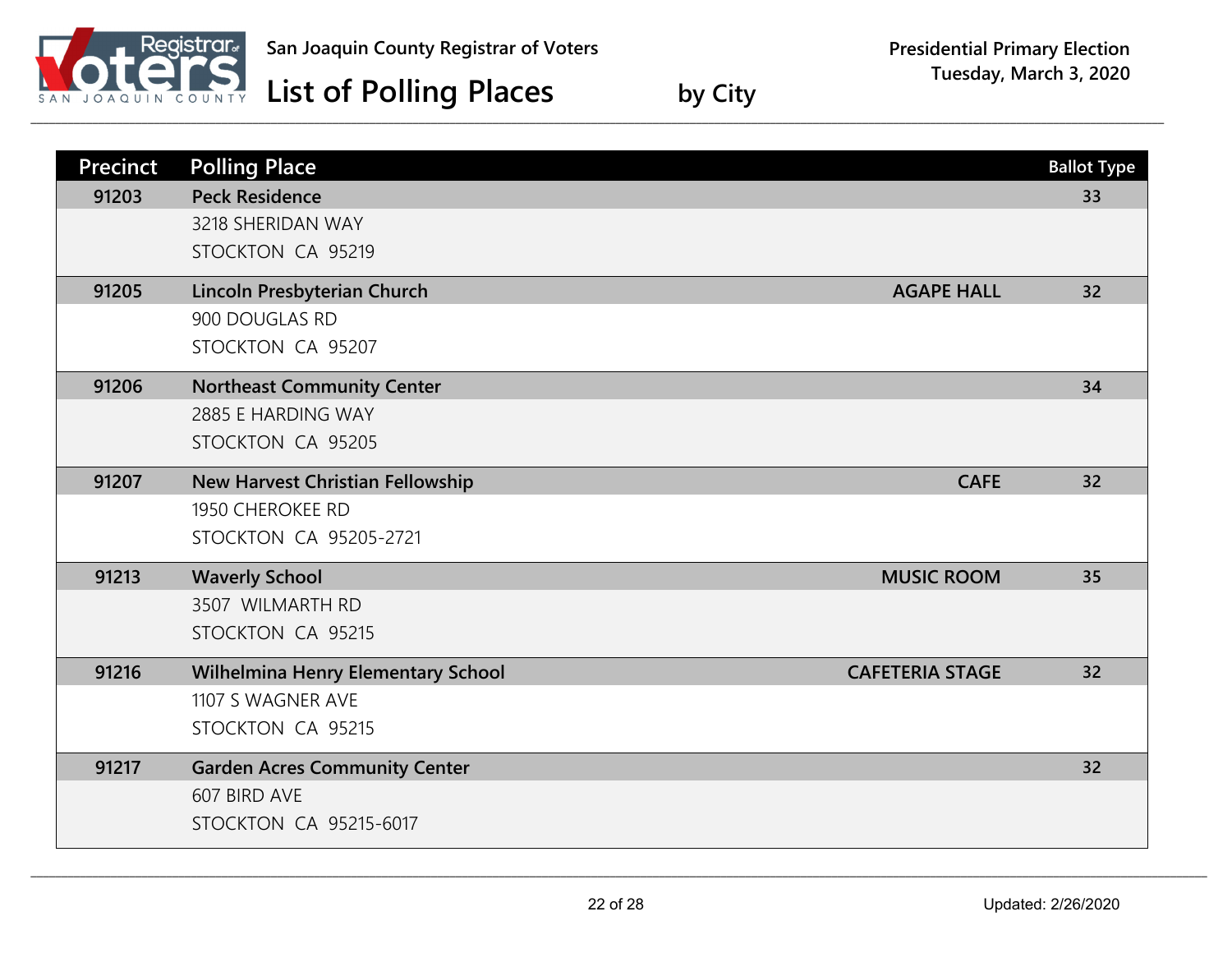San Joaquin County Registrar of Voters

# List of Polling Places by City

Presidential Primary Election
Tuesday, March 3, 2020

| Precinct | Polling Place | | Ballot Type |
|---|---|---|---|
| 91203 | **Peck Residence**<br>3218 SHERIDAN WAY<br>STOCKTON CA 95219 | | 33 |
| 91205 | **Lincoln Presbyterian Church**<br>900 DOUGLAS RD<br>STOCKTON CA 95207 | AGAPE HALL | 32 |
| 91206 | **Northeast Community Center**<br>2885 E HARDING WAY<br>STOCKTON CA 95205 | | 34 |
| 91207 | **New Harvest Christian Fellowship**<br>1950 CHEROKEE RD<br>STOCKTON CA 95205-2721 | CAFE | 32 |
| 91213 | **Waverly School**<br>3507 WILMARTH RD<br>STOCKTON CA 95215 | MUSIC ROOM | 35 |
| 91216 | **Wilhelmina Henry Elementary School**<br>1107 S WAGNER AVE<br>STOCKTON CA 95215 | CAFETERIA STAGE | 32 |
| 91217 | **Garden Acres Community Center**<br>607 BIRD AVE<br>STOCKTON CA 95215-6017 | | 32 |

Updated: 2/26/2020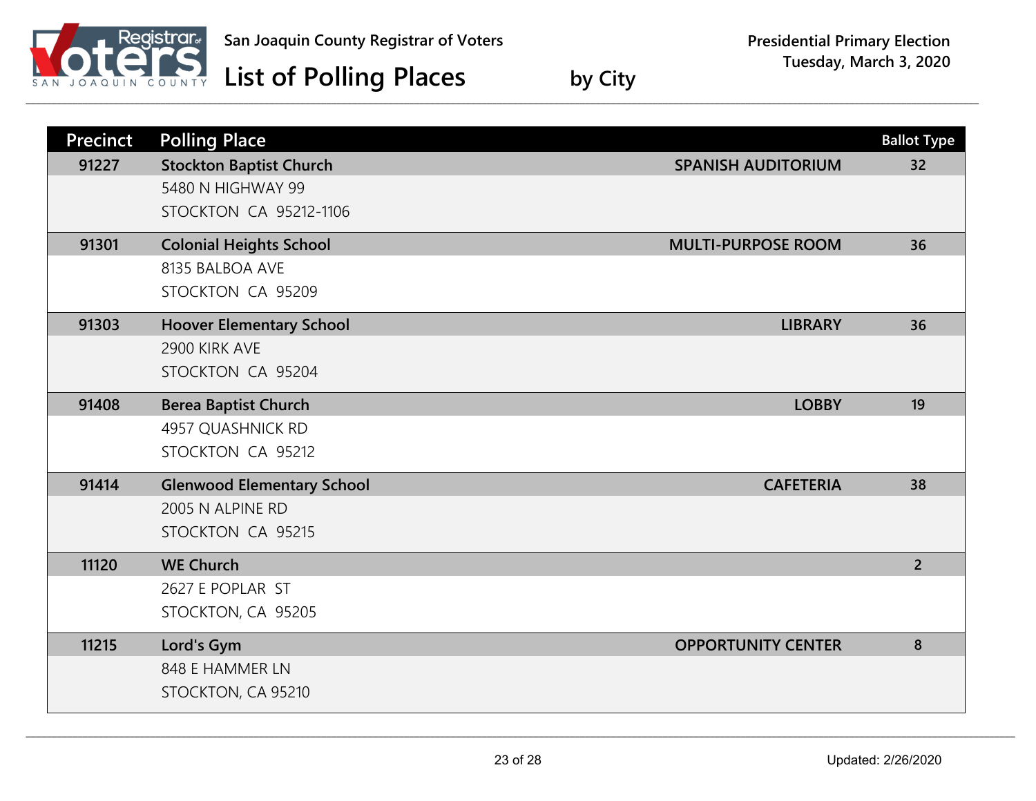San Joaquin County Registrar of Voters

# List of Polling Places by City

Presidential Primary Election
Tuesday, March 3, 2020

| Precinct | Polling Place | Location | Ballot Type |
|---|---|---|---|
| 91227 | **Stockton Baptist Church**<br>5480 N HIGHWAY 99<br>STOCKTON CA 95212-1106 | SPANISH AUDITORIUM | 32 |
| 91301 | **Colonial Heights School**<br>8135 BALBOA AVE<br>STOCKTON CA 95209 | MULTI-PURPOSE ROOM | 36 |
| 91303 | **Hoover Elementary School**<br>2900 KIRK AVE<br>STOCKTON CA 95204 | LIBRARY | 36 |
| 91408 | **Berea Baptist Church**<br>4957 QUASHNICK RD<br>STOCKTON CA 95212 | LOBBY | 19 |
| 91414 | **Glenwood Elementary School**<br>2005 N ALPINE RD<br>STOCKTON CA 95215 | CAFETERIA | 38 |
| 11120 | **WE Church**<br>2627 E POPLAR ST<br>STOCKTON, CA 95205 | | 2 |
| 11215 | **Lord's Gym**<br>848 E HAMMER LN<br>STOCKTON, CA 95210 | OPPORTUNITY CENTER | 8 |

Updated: 2/26/2020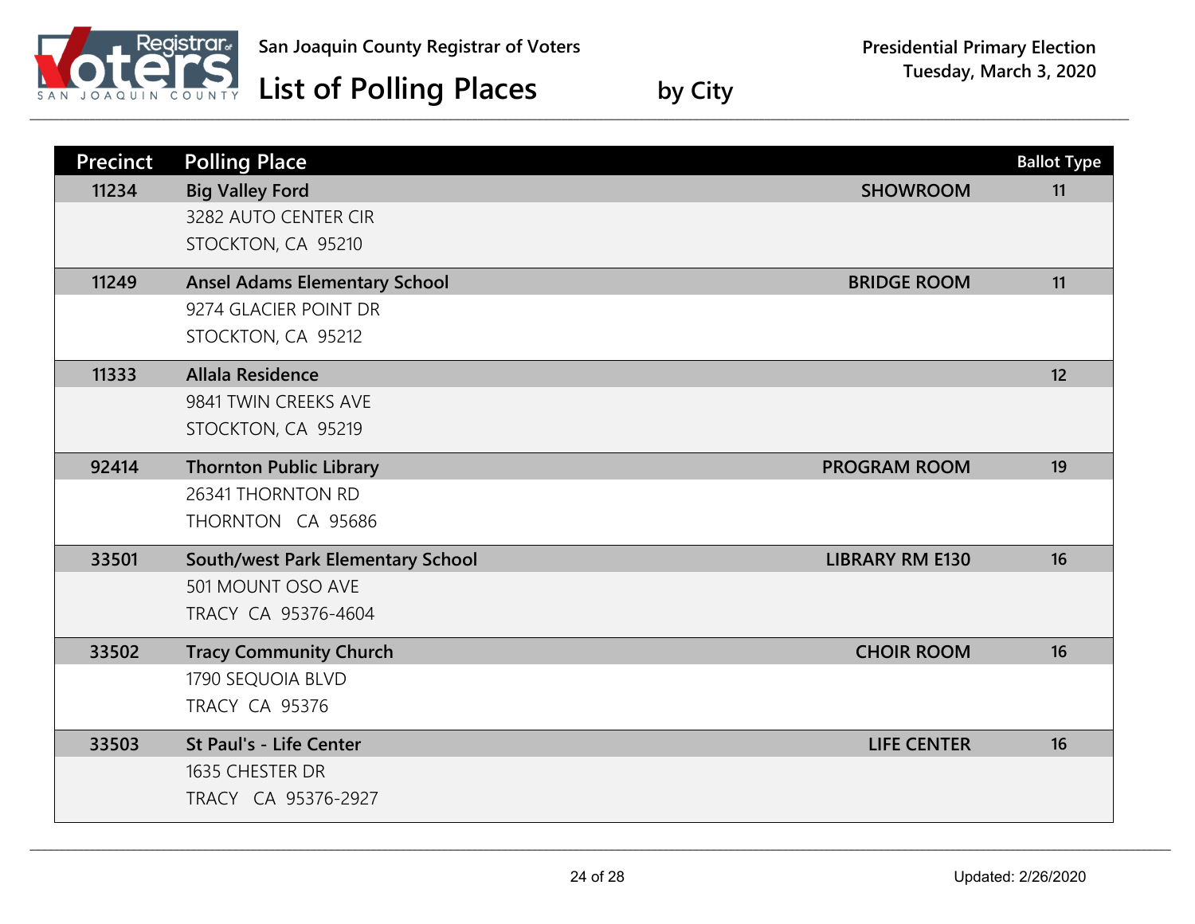San Joaquin County Registrar of Voters

# List of Polling Places by City

**Presidential Primary Election**
**Tuesday, March 3, 2020**

| Precinct | Polling Place | Room | Ballot Type |
|---|---|---|---|
| 11234 | **Big Valley Ford**<br>3282 AUTO CENTER CIR<br>STOCKTON, CA 95210 | SHOWROOM | 11 |
| 11249 | **Ansel Adams Elementary School**<br>9274 GLACIER POINT DR<br>STOCKTON, CA 95212 | BRIDGE ROOM | 11 |
| 11333 | **Allala Residence**<br>9841 TWIN CREEKS AVE<br>STOCKTON, CA 95219 | | 12 |
| 92414 | **Thornton Public Library**<br>26341 THORNTON RD<br>THORNTON CA 95686 | PROGRAM ROOM | 19 |
| 33501 | **South/west Park Elementary School**<br>501 MOUNT OSO AVE<br>TRACY CA 95376-4604 | LIBRARY RM E130 | 16 |
| 33502 | **Tracy Community Church**<br>1790 SEQUOIA BLVD<br>TRACY CA 95376 | CHOIR ROOM | 16 |
| 33503 | **St Paul's - Life Center**<br>1635 CHESTER DR<br>TRACY CA 95376-2927 | LIFE CENTER | 16 |

Updated: 2/26/2020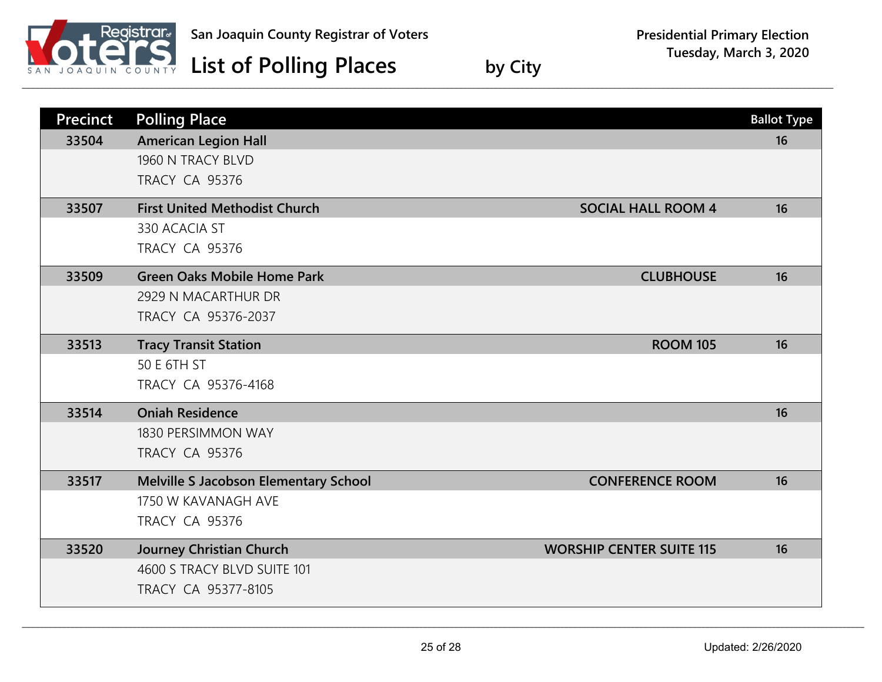San Joaquin County Registrar of Voters

# List of Polling Places by City

**Presidential Primary Election**
**Tuesday, March 3, 2020**

| Precinct | Polling Place | Location | Ballot Type |
|---|---|---|---|
| 33504 | **American Legion Hall**<br>1960 N TRACY BLVD<br>TRACY CA 95376 | | 16 |
| 33507 | **First United Methodist Church**<br>330 ACACIA ST<br>TRACY CA 95376 | SOCIAL HALL ROOM 4 | 16 |
| 33509 | **Green Oaks Mobile Home Park**<br>2929 N MACARTHUR DR<br>TRACY CA 95376-2037 | CLUBHOUSE | 16 |
| 33513 | **Tracy Transit Station**<br>50 E 6TH ST<br>TRACY CA 95376-4168 | ROOM 105 | 16 |
| 33514 | **Oniah Residence**<br>1830 PERSIMMON WAY<br>TRACY CA 95376 | | 16 |
| 33517 | **Melville S Jacobson Elementary School**<br>1750 W KAVANAGH AVE<br>TRACY CA 95376 | CONFERENCE ROOM | 16 |
| 33520 | **Journey Christian Church**<br>4600 S TRACY BLVD SUITE 101<br>TRACY CA 95377-8105 | WORSHIP CENTER SUITE 115 | 16 |

Updated: 2/26/2020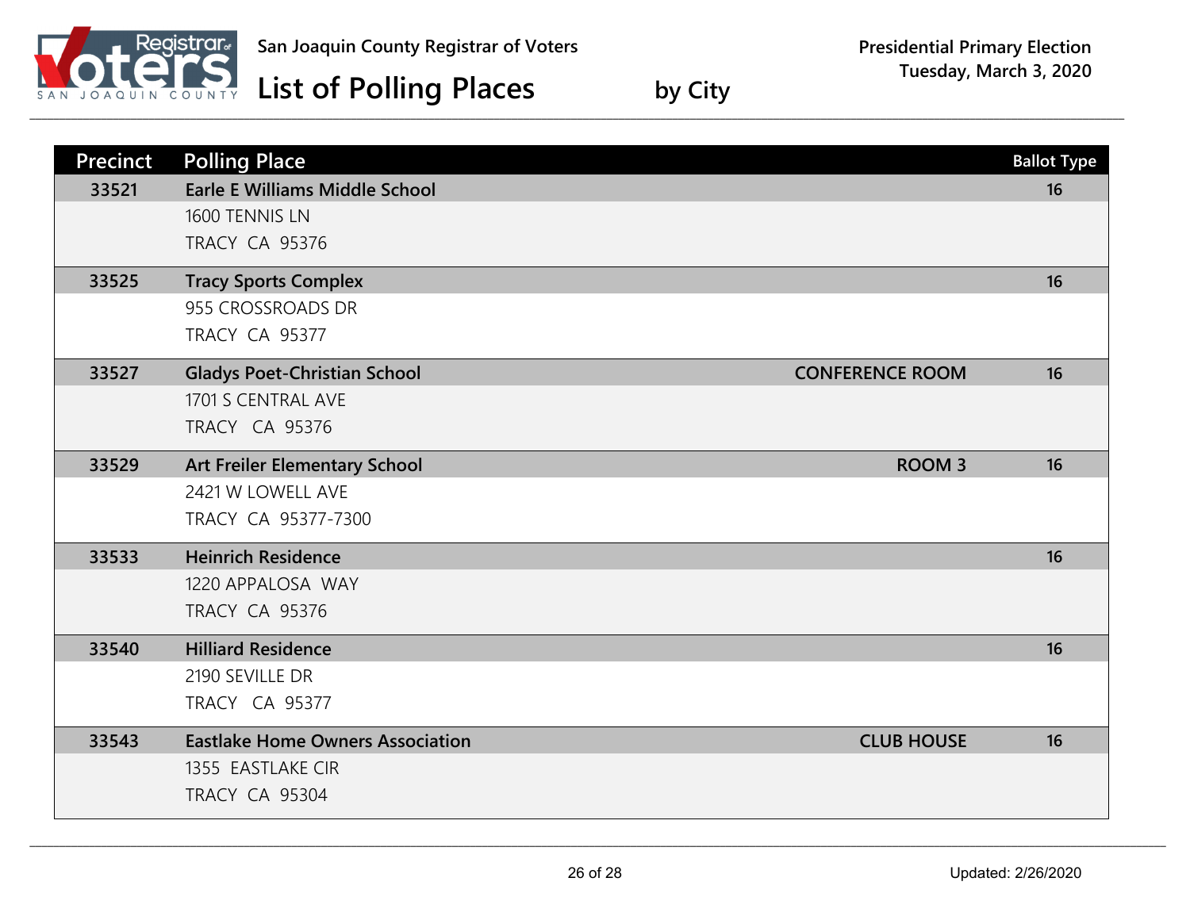San Joaquin County Registrar of Voters

# List of Polling Places by City

**Presidential Primary Election**
**Tuesday, March 3, 2020**

| Precinct | Polling Place | | Ballot Type |
|---|---|---|---|
| 33521 | **Earle E Williams Middle School**<br>1600 TENNIS LN<br>TRACY CA 95376 | | 16 |
| 33525 | **Tracy Sports Complex**<br>955 CROSSROADS DR<br>TRACY CA 95377 | | 16 |
| 33527 | **Gladys Poet-Christian School**<br>1701 S CENTRAL AVE<br>TRACY CA 95376 | CONFERENCE ROOM | 16 |
| 33529 | **Art Freiler Elementary School**<br>2421 W LOWELL AVE<br>TRACY CA 95377-7300 | ROOM 3 | 16 |
| 33533 | **Heinrich Residence**<br>1220 APPALOSA WAY<br>TRACY CA 95376 | | 16 |
| 33540 | **Hilliard Residence**<br>2190 SEVILLE DR<br>TRACY CA 95377 | | 16 |
| 33543 | **Eastlake Home Owners Association**<br>1355 EASTLAKE CIR<br>TRACY CA 95304 | CLUB HOUSE | 16 |

Updated: 2/26/2020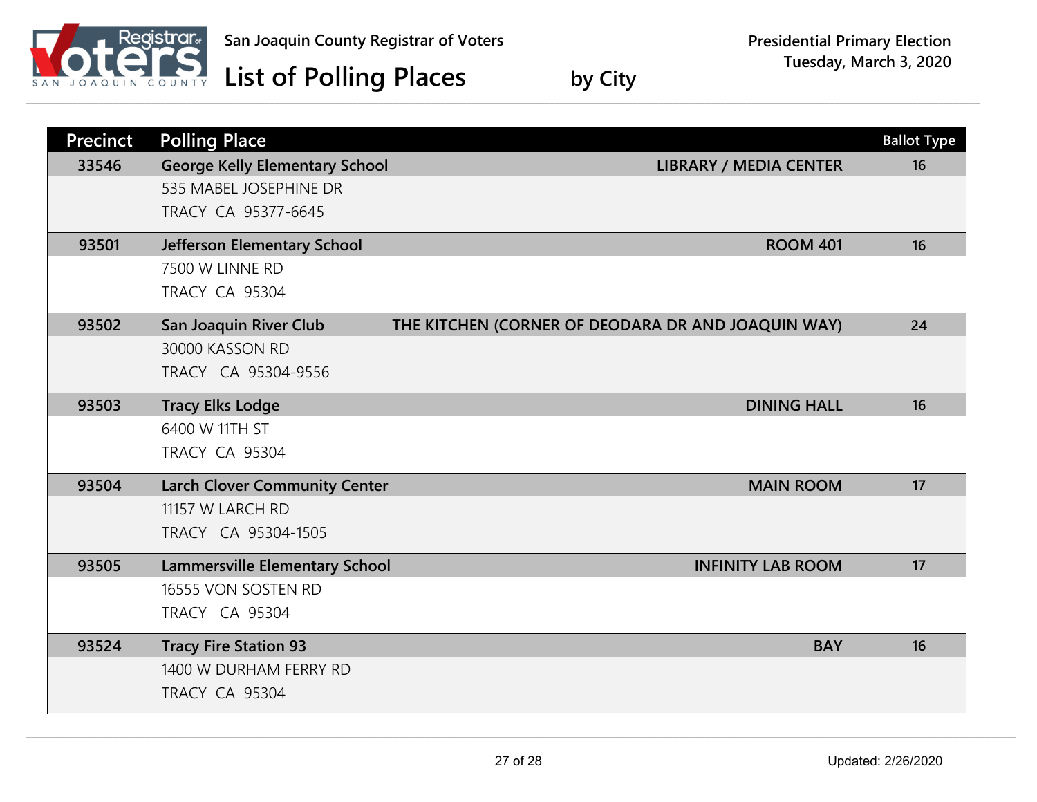San Joaquin County Registrar of Voters

# List of Polling Places by City

Presidential Primary Election
Tuesday, March 3, 2020

| Precinct | Polling Place | | Ballot Type |
|---|---|---|---|
| 33546 | **George Kelly Elementary School**<br>535 MABEL JOSEPHINE DR<br>TRACY CA 95377-6645 | **LIBRARY / MEDIA CENTER** | 16 |
| 93501 | **Jefferson Elementary School**<br>7500 W LINNE RD<br>TRACY CA 95304 | **ROOM 401** | 16 |
| 93502 | **San Joaquin River Club**<br>30000 KASSON RD<br>TRACY CA 95304-9556 | **THE KITCHEN (CORNER OF DEODARA DR AND JOAQUIN WAY)** | 24 |
| 93503 | **Tracy Elks Lodge**<br>6400 W 11TH ST<br>TRACY CA 95304 | **DINING HALL** | 16 |
| 93504 | **Larch Clover Community Center**<br>11157 W LARCH RD<br>TRACY CA 95304-1505 | **MAIN ROOM** | 17 |
| 93505 | **Lammersville Elementary School**<br>16555 VON SOSTEN RD<br>TRACY CA 95304 | **INFINITY LAB ROOM** | 17 |
| 93524 | **Tracy Fire Station 93**<br>1400 W DURHAM FERRY RD<br>TRACY CA 95304 | **BAY** | 16 |

Updated: 2/26/2020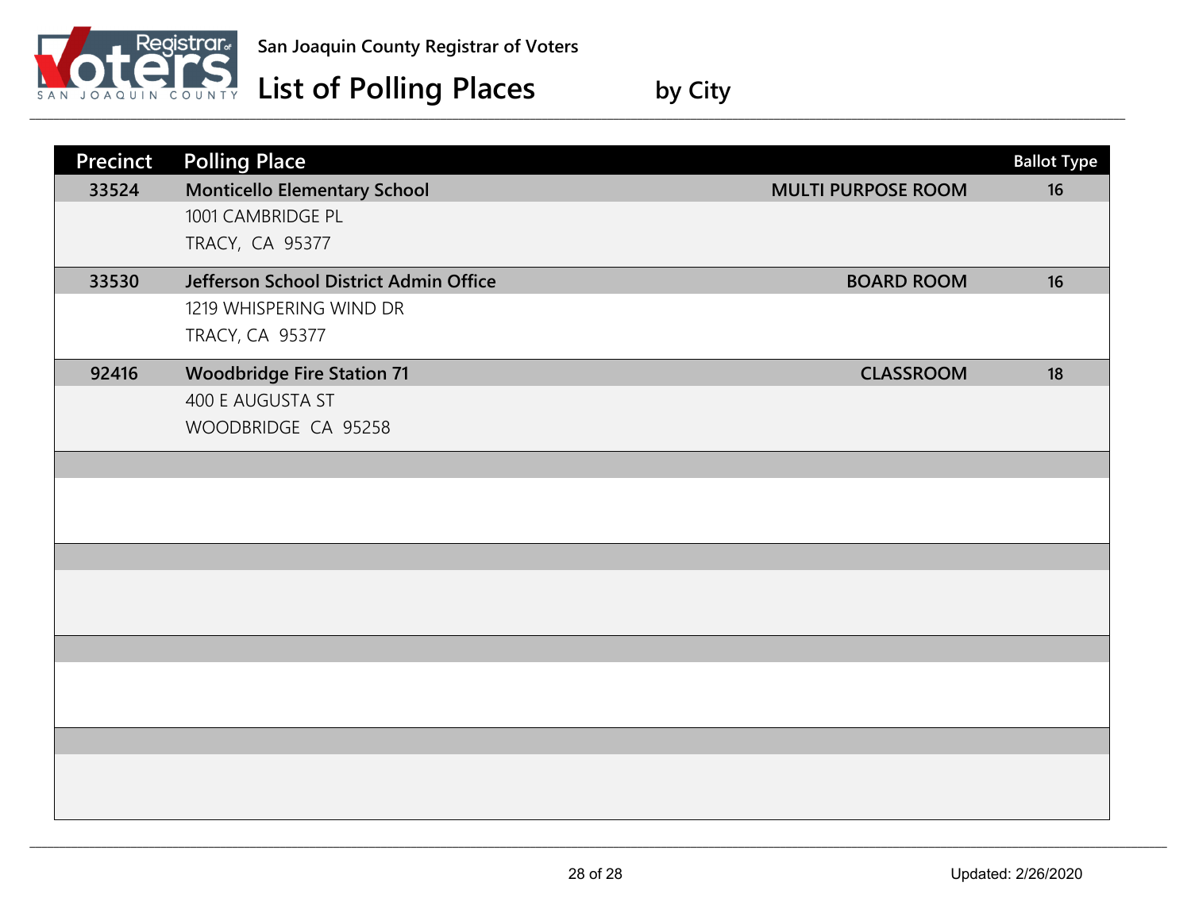San Joaquin County Registrar of Voters

# List of Polling Places by City

| Precinct | Polling Place | | Ballot Type |
|---|---|---|---|
| 33524 | **Monticello Elementary School**<br>1001 CAMBRIDGE PL<br>TRACY, CA 95377 | MULTI PURPOSE ROOM | 16 |
| 33530 | **Jefferson School District Admin Office**<br>1219 WHISPERING WIND DR<br>TRACY, CA 95377 | BOARD ROOM | 16 |
| 92416 | **Woodbridge Fire Station 71**<br>400 E AUGUSTA ST<br>WOODBRIDGE CA 95258 | CLASSROOM | 18 |

Updated: 2/26/2020